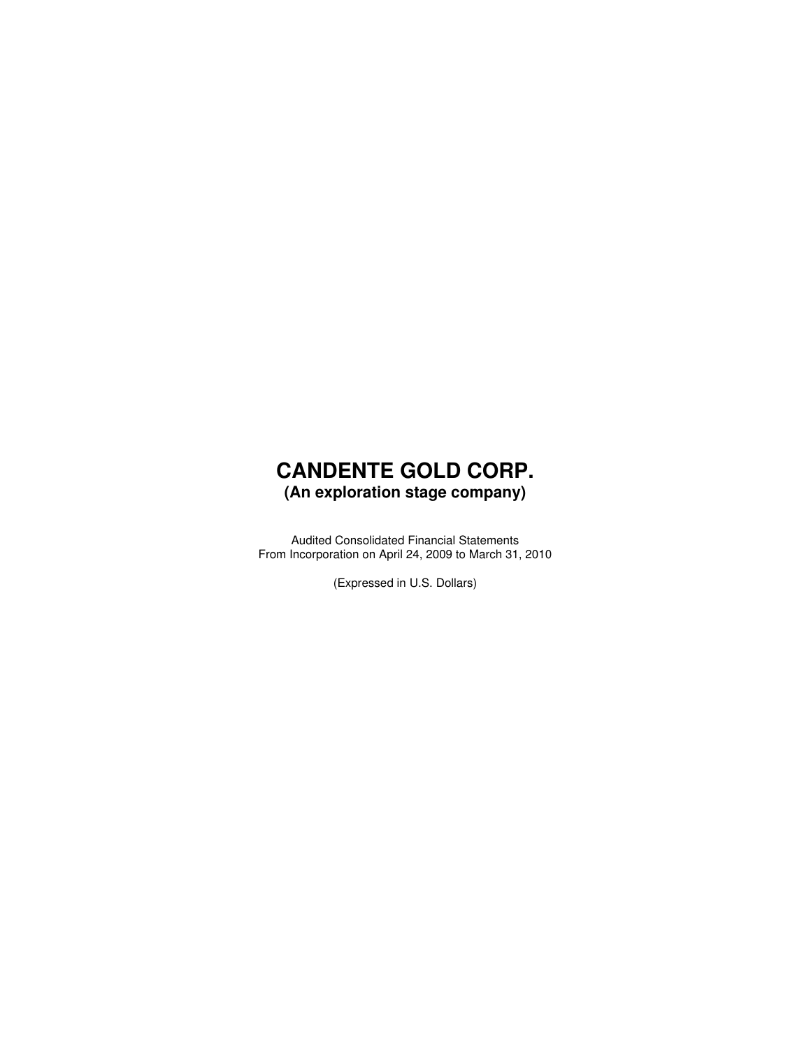# CANDENTE GOLD CORP.

## (An exploration stage company)

Audited Consolidated Financial Statements
From Incorporation on April 24, 2009 to March 31, 2010

(Expressed in U.S. Dollars)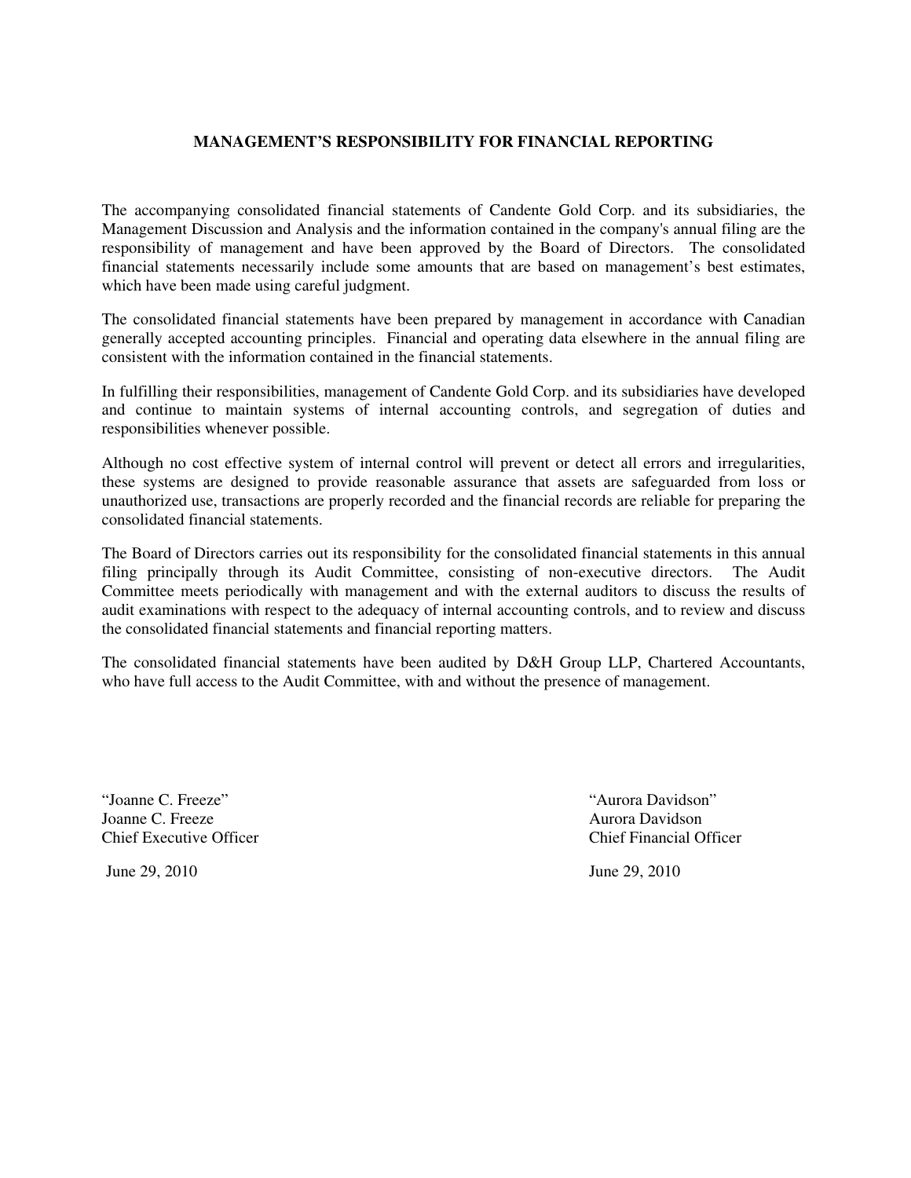## MANAGEMENT'S RESPONSIBILITY FOR FINANCIAL REPORTING

The accompanying consolidated financial statements of Candente Gold Corp. and its subsidiaries, the Management Discussion and Analysis and the information contained in the company's annual filing are the responsibility of management and have been approved by the Board of Directors. The consolidated financial statements necessarily include some amounts that are based on management's best estimates, which have been made using careful judgment.

The consolidated financial statements have been prepared by management in accordance with Canadian generally accepted accounting principles. Financial and operating data elsewhere in the annual filing are consistent with the information contained in the financial statements.

In fulfilling their responsibilities, management of Candente Gold Corp. and its subsidiaries have developed and continue to maintain systems of internal accounting controls, and segregation of duties and responsibilities whenever possible.

Although no cost effective system of internal control will prevent or detect all errors and irregularities, these systems are designed to provide reasonable assurance that assets are safeguarded from loss or unauthorized use, transactions are properly recorded and the financial records are reliable for preparing the consolidated financial statements.

The Board of Directors carries out its responsibility for the consolidated financial statements in this annual filing principally through its Audit Committee, consisting of non-executive directors. The Audit Committee meets periodically with management and with the external auditors to discuss the results of audit examinations with respect to the adequacy of internal accounting controls, and to review and discuss the consolidated financial statements and financial reporting matters.

The consolidated financial statements have been audited by D&H Group LLP, Chartered Accountants, who have full access to the Audit Committee, with and without the presence of management.

"Joanne C. Freeze"
Joanne C. Freeze
Chief Executive Officer

June 29, 2010

"Aurora Davidson"
Aurora Davidson
Chief Financial Officer

June 29, 2010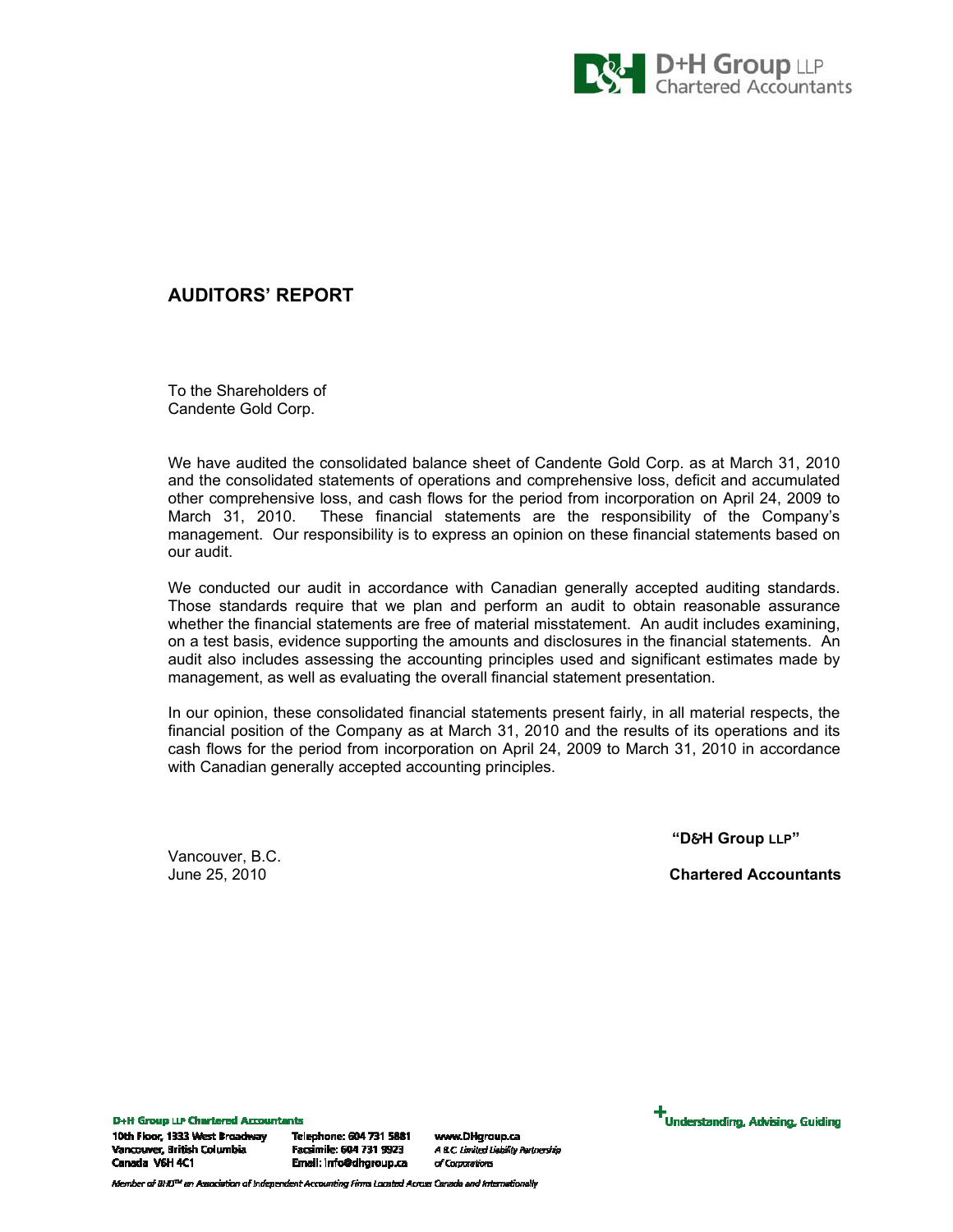## AUDITORS' REPORT

To the Shareholders of
Candente Gold Corp.

We have audited the consolidated balance sheet of Candente Gold Corp. as at March 31, 2010 and the consolidated statements of operations and comprehensive loss, deficit and accumulated other comprehensive loss, and cash flows for the period from incorporation on April 24, 2009 to March 31, 2010. These financial statements are the responsibility of the Company's management. Our responsibility is to express an opinion on these financial statements based on our audit.

We conducted our audit in accordance with Canadian generally accepted auditing standards. Those standards require that we plan and perform an audit to obtain reasonable assurance whether the financial statements are free of material misstatement. An audit includes examining, on a test basis, evidence supporting the amounts and disclosures in the financial statements. An audit also includes assessing the accounting principles used and significant estimates made by management, as well as evaluating the overall financial statement presentation.

In our opinion, these consolidated financial statements present fairly, in all material respects, the financial position of the Company as at March 31, 2010 and the results of its operations and its cash flows for the period from incorporation on April 24, 2009 to March 31, 2010 in accordance with Canadian generally accepted accounting principles.

**"D&H Group LLP"**

Vancouver, B.C.
June 25, 2010

**Chartered Accountants**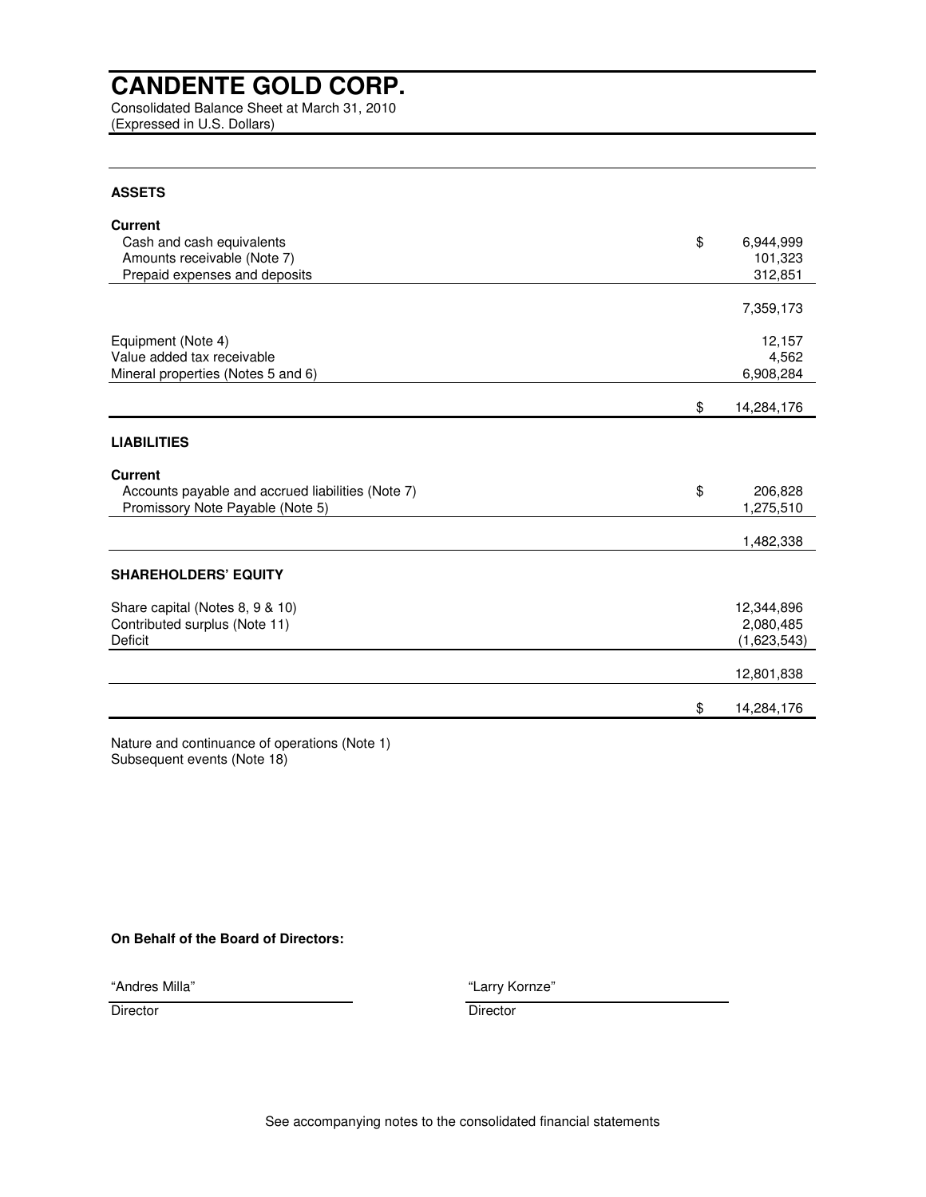# CANDENTE GOLD CORP.

Consolidated Balance Sheet at March 31, 2010
(Expressed in U.S. Dollars)

| | |
|---|---|
| **ASSETS** | |
| **Current** | |
| Cash and cash equivalents | $ 6,944,999 |
| Amounts receivable (Note 7) | 101,323 |
| Prepaid expenses and deposits | 312,851 |
| | 7,359,173 |
| Equipment (Note 4) | 12,157 |
| Value added tax receivable | 4,562 |
| Mineral properties (Notes 5 and 6) | 6,908,284 |
| | $ 14,284,176 |
| **LIABILITIES** | |
| **Current** | |
| Accounts payable and accrued liabilities (Note 7) | $ 206,828 |
| Promissory Note Payable (Note 5) | 1,275,510 |
| | 1,482,338 |
| **SHAREHOLDERS' EQUITY** | |
| Share capital (Notes 8, 9 & 10) | 12,344,896 |
| Contributed surplus (Note 11) | 2,080,485 |
| Deficit | (1,623,543) |
| | 12,801,838 |
| | $ 14,284,176 |

Nature and continuance of operations (Note 1)
Subsequent events (Note 18)

**On Behalf of the Board of Directors:**

| | |
|---|---|
| "Andres Milla" | "Larry Kornze" |
| Director | Director |

See accompanying notes to the consolidated financial statements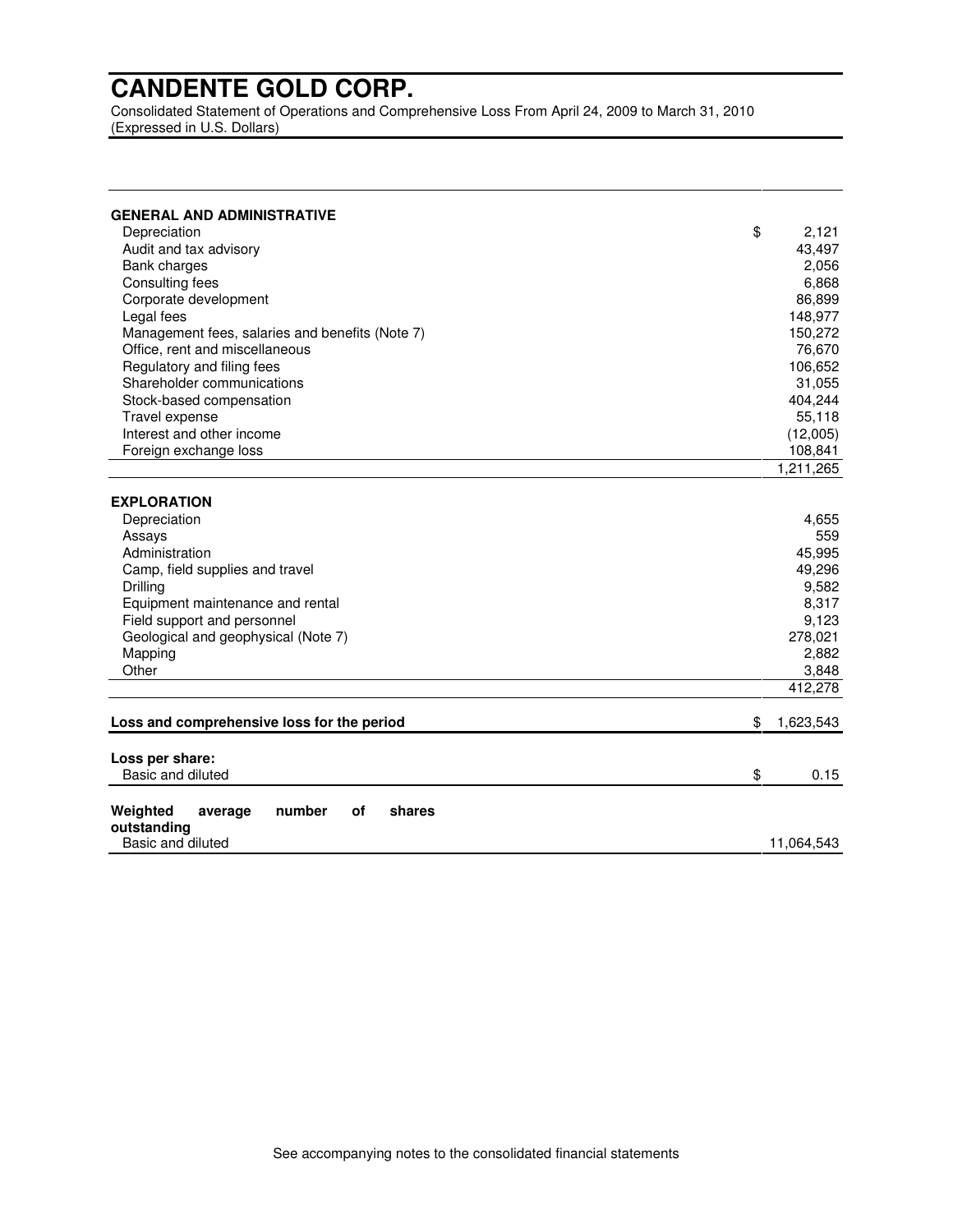# CANDENTE GOLD CORP.

Consolidated Statement of Operations and Comprehensive Loss From April 24, 2009 to March 31, 2010
(Expressed in U.S. Dollars)

| | |
|---|---|
| **GENERAL AND ADMINISTRATIVE** | |
| Depreciation | $ 2,121 |
| Audit and tax advisory | 43,497 |
| Bank charges | 2,056 |
| Consulting fees | 6,868 |
| Corporate development | 86,899 |
| Legal fees | 148,977 |
| Management fees, salaries and benefits (Note 7) | 150,272 |
| Office, rent and miscellaneous | 76,670 |
| Regulatory and filing fees | 106,652 |
| Shareholder communications | 31,055 |
| Stock-based compensation | 404,244 |
| Travel expense | 55,118 |
| Interest and other income | (12,005) |
| Foreign exchange loss | 108,841 |
| | 1,211,265 |
| **EXPLORATION** | |
| Depreciation | 4,655 |
| Assays | 559 |
| Administration | 45,995 |
| Camp, field supplies and travel | 49,296 |
| Drilling | 9,582 |
| Equipment maintenance and rental | 8,317 |
| Field support and personnel | 9,123 |
| Geological and geophysical (Note 7) | 278,021 |
| Mapping | 2,882 |
| Other | 3,848 |
| | 412,278 |
| **Loss and comprehensive loss for the period** | $ 1,623,543 |
| **Loss per share:** | |
| Basic and diluted | $ 0.15 |
| **Weighted average number of shares outstanding** | |
| Basic and diluted | 11,064,543 |

See accompanying notes to the consolidated financial statements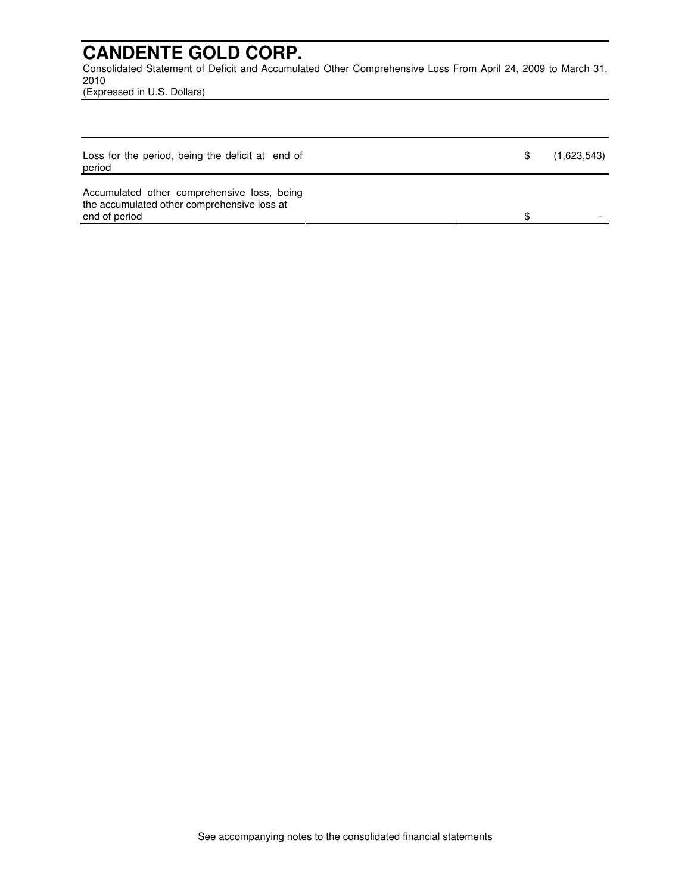# CANDENTE GOLD CORP.

Consolidated Statement of Deficit and Accumulated Other Comprehensive Loss From April 24, 2009 to March 31, 2010

(Expressed in U.S. Dollars)

| | | |
|---|---|---|
| Loss for the period, being the deficit at end of period | $ | (1,623,543) |
| Accumulated other comprehensive loss, being the accumulated other comprehensive loss at end of period | $ | - |

See accompanying notes to the consolidated financial statements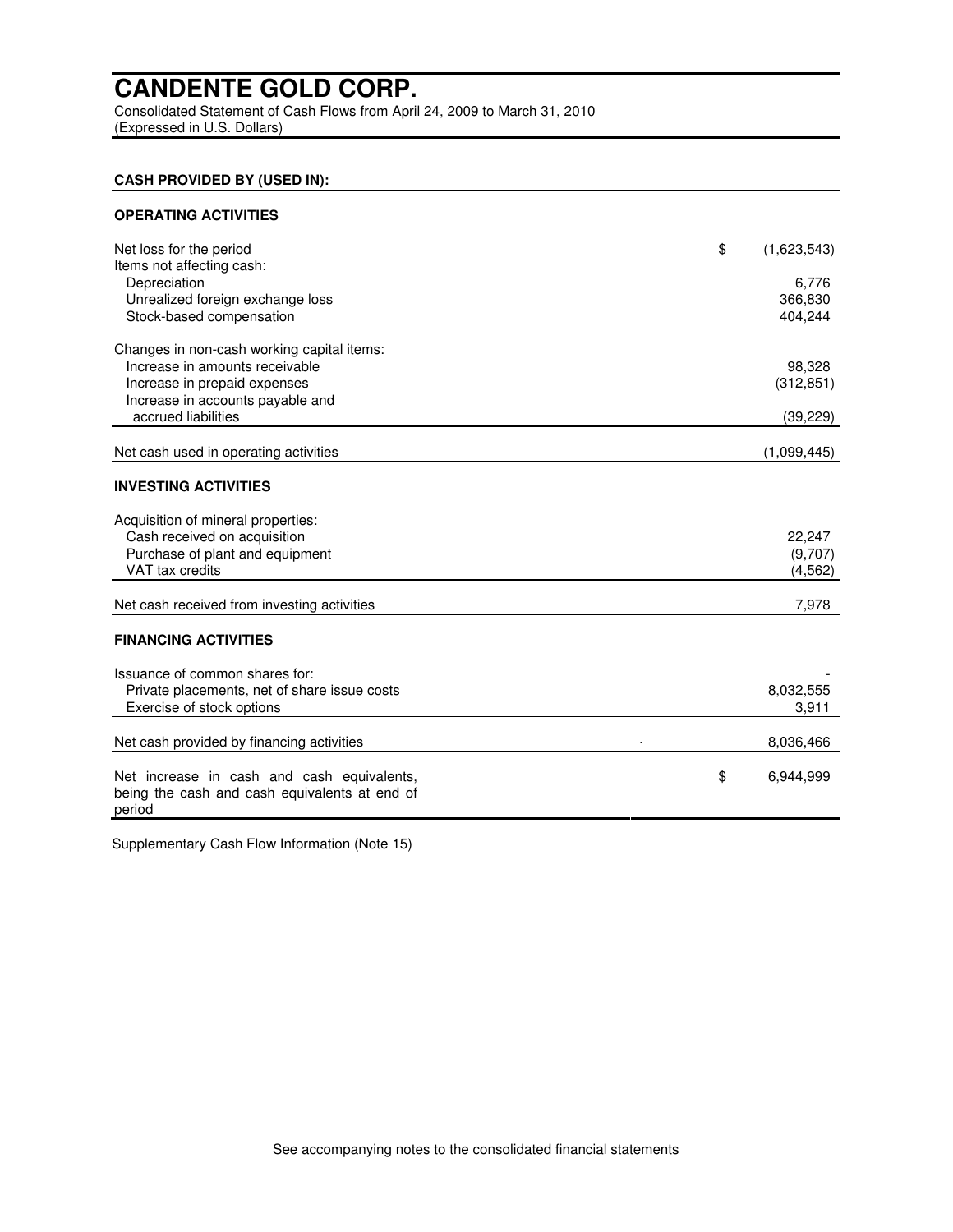# CANDENTE GOLD CORP.

Consolidated Statement of Cash Flows from April 24, 2009 to March 31, 2010
(Expressed in U.S. Dollars)

| **CASH PROVIDED BY (USED IN):** | | |
|---|---|---|
| **OPERATING ACTIVITIES** | | |
| Net loss for the period | $ | (1,623,543) |
| Items not affecting cash: | | |
| Depreciation | | 6,776 |
| Unrealized foreign exchange loss | | 366,830 |
| Stock-based compensation | | 404,244 |
| Changes in non-cash working capital items: | | |
| Increase in amounts receivable | | 98,328 |
| Increase in prepaid expenses | | (312,851) |
| Increase in accounts payable and accrued liabilities | | (39,229) |
| Net cash used in operating activities | | (1,099,445) |
| **INVESTING ACTIVITIES** | | |
| Acquisition of mineral properties: | | |
| Cash received on acquisition | | 22,247 |
| Purchase of plant and equipment | | (9,707) |
| VAT tax credits | | (4,562) |
| Net cash received from investing activities | | 7,978 |
| **FINANCING ACTIVITIES** | | |
| Issuance of common shares for: | | - |
| Private placements, net of share issue costs | | 8,032,555 |
| Exercise of stock options | | 3,911 |
| Net cash provided by financing activities | | 8,036,466 |
| Net increase in cash and cash equivalents, being the cash and cash equivalents at end of period | $ | 6,944,999 |

Supplementary Cash Flow Information (Note 15)

See accompanying notes to the consolidated financial statements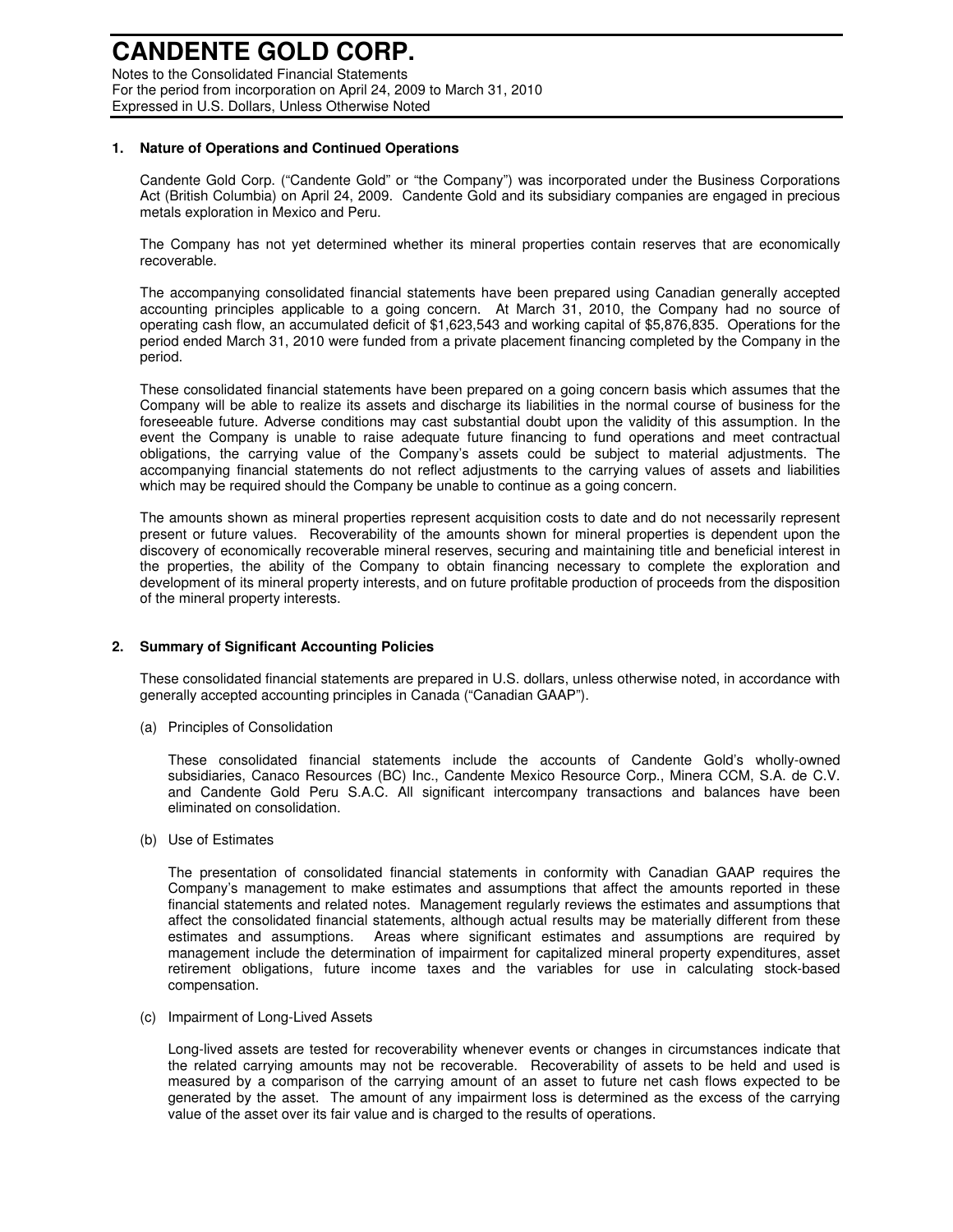## 1. Nature of Operations and Continued Operations

Candente Gold Corp. ("Candente Gold" or "the Company") was incorporated under the Business Corporations Act (British Columbia) on April 24, 2009. Candente Gold and its subsidiary companies are engaged in precious metals exploration in Mexico and Peru.

The Company has not yet determined whether its mineral properties contain reserves that are economically recoverable.

The accompanying consolidated financial statements have been prepared using Canadian generally accepted accounting principles applicable to a going concern. At March 31, 2010, the Company had no source of operating cash flow, an accumulated deficit of $1,623,543 and working capital of $5,876,835. Operations for the period ended March 31, 2010 were funded from a private placement financing completed by the Company in the period.

These consolidated financial statements have been prepared on a going concern basis which assumes that the Company will be able to realize its assets and discharge its liabilities in the normal course of business for the foreseeable future. Adverse conditions may cast substantial doubt upon the validity of this assumption. In the event the Company is unable to raise adequate future financing to fund operations and meet contractual obligations, the carrying value of the Company's assets could be subject to material adjustments. The accompanying financial statements do not reflect adjustments to the carrying values of assets and liabilities which may be required should the Company be unable to continue as a going concern.

The amounts shown as mineral properties represent acquisition costs to date and do not necessarily represent present or future values. Recoverability of the amounts shown for mineral properties is dependent upon the discovery of economically recoverable mineral reserves, securing and maintaining title and beneficial interest in the properties, the ability of the Company to obtain financing necessary to complete the exploration and development of its mineral property interests, and on future profitable production of proceeds from the disposition of the mineral property interests.

## 2. Summary of Significant Accounting Policies

These consolidated financial statements are prepared in U.S. dollars, unless otherwise noted, in accordance with generally accepted accounting principles in Canada ("Canadian GAAP").

(a) Principles of Consolidation

These consolidated financial statements include the accounts of Candente Gold's wholly-owned subsidiaries, Canaco Resources (BC) Inc., Candente Mexico Resource Corp., Minera CCM, S.A. de C.V. and Candente Gold Peru S.A.C. All significant intercompany transactions and balances have been eliminated on consolidation.

(b) Use of Estimates

The presentation of consolidated financial statements in conformity with Canadian GAAP requires the Company's management to make estimates and assumptions that affect the amounts reported in these financial statements and related notes. Management regularly reviews the estimates and assumptions that affect the consolidated financial statements, although actual results may be materially different from these estimates and assumptions. Areas where significant estimates and assumptions are required by management include the determination of impairment for capitalized mineral property expenditures, asset retirement obligations, future income taxes and the variables for use in calculating stock-based compensation.

(c) Impairment of Long-Lived Assets

Long-lived assets are tested for recoverability whenever events or changes in circumstances indicate that the related carrying amounts may not be recoverable. Recoverability of assets to be held and used is measured by a comparison of the carrying amount of an asset to future net cash flows expected to be generated by the asset. The amount of any impairment loss is determined as the excess of the carrying value of the asset over its fair value and is charged to the results of operations.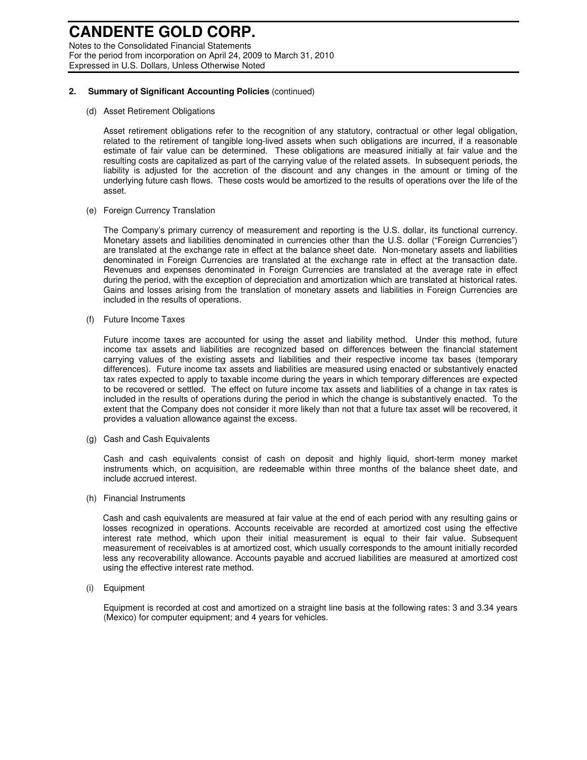## 2. Summary of Significant Accounting Policies (continued)

### (d) Asset Retirement Obligations

Asset retirement obligations refer to the recognition of any statutory, contractual or other legal obligation, related to the retirement of tangible long-lived assets when such obligations are incurred, if a reasonable estimate of fair value can be determined. These obligations are measured initially at fair value and the resulting costs are capitalized as part of the carrying value of the related assets. In subsequent periods, the liability is adjusted for the accretion of the discount and any changes in the amount or timing of the underlying future cash flows. These costs would be amortized to the results of operations over the life of the asset.

### (e) Foreign Currency Translation

The Company's primary currency of measurement and reporting is the U.S. dollar, its functional currency. Monetary assets and liabilities denominated in currencies other than the U.S. dollar ("Foreign Currencies") are translated at the exchange rate in effect at the balance sheet date. Non-monetary assets and liabilities denominated in Foreign Currencies are translated at the exchange rate in effect at the transaction date. Revenues and expenses denominated in Foreign Currencies are translated at the average rate in effect during the period, with the exception of depreciation and amortization which are translated at historical rates. Gains and losses arising from the translation of monetary assets and liabilities in Foreign Currencies are included in the results of operations.

### (f) Future Income Taxes

Future income taxes are accounted for using the asset and liability method. Under this method, future income tax assets and liabilities are recognized based on differences between the financial statement carrying values of the existing assets and liabilities and their respective income tax bases (temporary differences). Future income tax assets and liabilities are measured using enacted or substantively enacted tax rates expected to apply to taxable income during the years in which temporary differences are expected to be recovered or settled. The effect on future income tax assets and liabilities of a change in tax rates is included in the results of operations during the period in which the change is substantively enacted. To the extent that the Company does not consider it more likely than not that a future tax asset will be recovered, it provides a valuation allowance against the excess.

### (g) Cash and Cash Equivalents

Cash and cash equivalents consist of cash on deposit and highly liquid, short-term money market instruments which, on acquisition, are redeemable within three months of the balance sheet date, and include accrued interest.

### (h) Financial Instruments

Cash and cash equivalents are measured at fair value at the end of each period with any resulting gains or losses recognized in operations. Accounts receivable are recorded at amortized cost using the effective interest rate method, which upon their initial measurement is equal to their fair value. Subsequent measurement of receivables is at amortized cost, which usually corresponds to the amount initially recorded less any recoverability allowance. Accounts payable and accrued liabilities are measured at amortized cost using the effective interest rate method.

### (i) Equipment

Equipment is recorded at cost and amortized on a straight line basis at the following rates: 3 and 3.34 years (Mexico) for computer equipment; and 4 years for vehicles.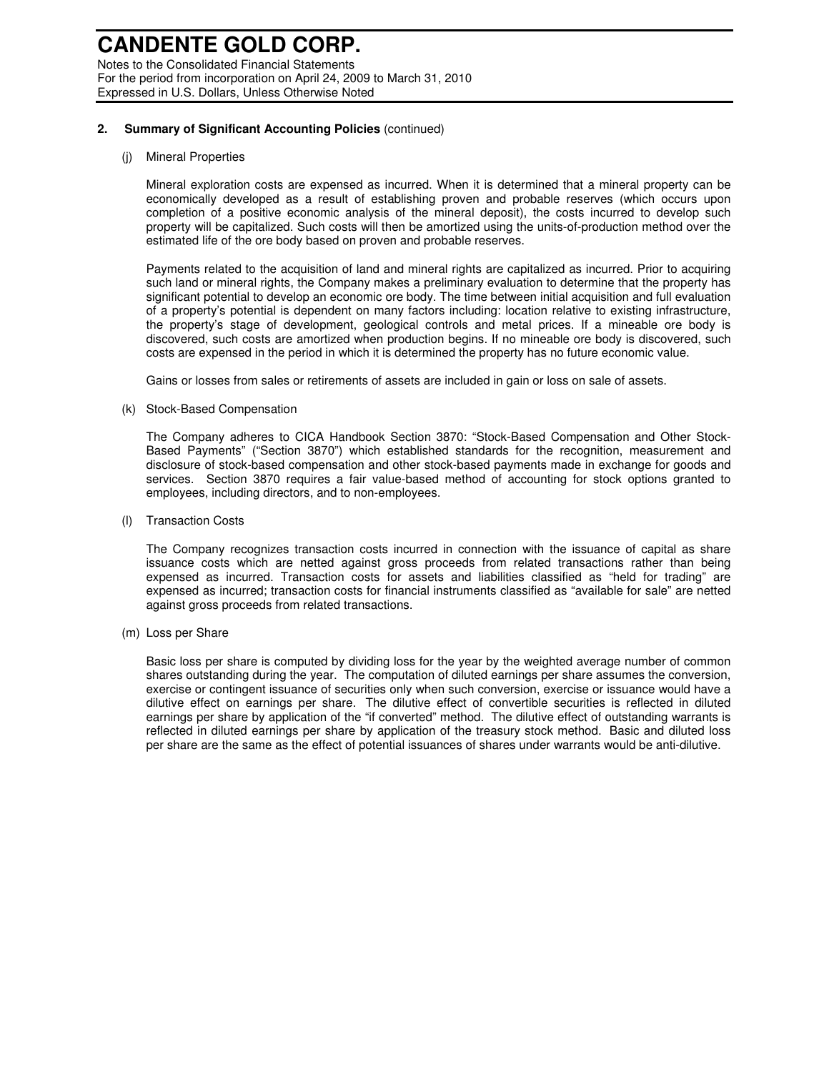## 2. Summary of Significant Accounting Policies (continued)

### (j) Mineral Properties

Mineral exploration costs are expensed as incurred. When it is determined that a mineral property can be economically developed as a result of establishing proven and probable reserves (which occurs upon completion of a positive economic analysis of the mineral deposit), the costs incurred to develop such property will be capitalized. Such costs will then be amortized using the units-of-production method over the estimated life of the ore body based on proven and probable reserves.

Payments related to the acquisition of land and mineral rights are capitalized as incurred. Prior to acquiring such land or mineral rights, the Company makes a preliminary evaluation to determine that the property has significant potential to develop an economic ore body. The time between initial acquisition and full evaluation of a property's potential is dependent on many factors including: location relative to existing infrastructure, the property's stage of development, geological controls and metal prices. If a mineable ore body is discovered, such costs are amortized when production begins. If no mineable ore body is discovered, such costs are expensed in the period in which it is determined the property has no future economic value.

Gains or losses from sales or retirements of assets are included in gain or loss on sale of assets.

### (k) Stock-Based Compensation

The Company adheres to CICA Handbook Section 3870: "Stock-Based Compensation and Other Stock-Based Payments" ("Section 3870") which established standards for the recognition, measurement and disclosure of stock-based compensation and other stock-based payments made in exchange for goods and services. Section 3870 requires a fair value-based method of accounting for stock options granted to employees, including directors, and to non-employees.

### (l) Transaction Costs

The Company recognizes transaction costs incurred in connection with the issuance of capital as share issuance costs which are netted against gross proceeds from related transactions rather than being expensed as incurred. Transaction costs for assets and liabilities classified as "held for trading" are expensed as incurred; transaction costs for financial instruments classified as "available for sale" are netted against gross proceeds from related transactions.

### (m) Loss per Share

Basic loss per share is computed by dividing loss for the year by the weighted average number of common shares outstanding during the year. The computation of diluted earnings per share assumes the conversion, exercise or contingent issuance of securities only when such conversion, exercise or issuance would have a dilutive effect on earnings per share. The dilutive effect of convertible securities is reflected in diluted earnings per share by application of the "if converted" method. The dilutive effect of outstanding warrants is reflected in diluted earnings per share by application of the treasury stock method. Basic and diluted loss per share are the same as the effect of potential issuances of shares under warrants would be anti-dilutive.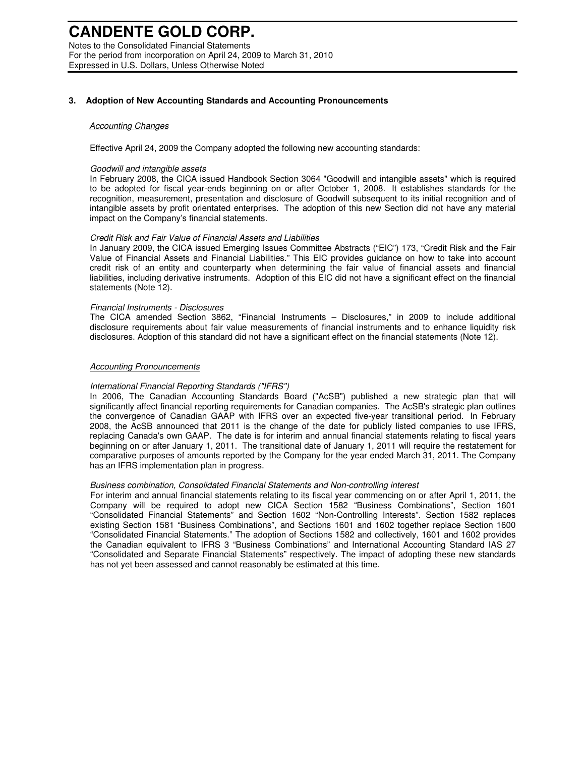## 3. Adoption of New Accounting Standards and Accounting Pronouncements

### *Accounting Changes*

Effective April 24, 2009 the Company adopted the following new accounting standards:

*Goodwill and intangible assets*
In February 2008, the CICA issued Handbook Section 3064 "Goodwill and intangible assets" which is required to be adopted for fiscal year-ends beginning on or after October 1, 2008. It establishes standards for the recognition, measurement, presentation and disclosure of Goodwill subsequent to its initial recognition and of intangible assets by profit orientated enterprises. The adoption of this new Section did not have any material impact on the Company's financial statements.

*Credit Risk and Fair Value of Financial Assets and Liabilities*
In January 2009, the CICA issued Emerging Issues Committee Abstracts ("EIC") 173, "Credit Risk and the Fair Value of Financial Assets and Financial Liabilities." This EIC provides guidance on how to take into account credit risk of an entity and counterparty when determining the fair value of financial assets and financial liabilities, including derivative instruments. Adoption of this EIC did not have a significant effect on the financial statements (Note 12).

*Financial Instruments - Disclosures*
The CICA amended Section 3862, "Financial Instruments – Disclosures," in 2009 to include additional disclosure requirements about fair value measurements of financial instruments and to enhance liquidity risk disclosures. Adoption of this standard did not have a significant effect on the financial statements (Note 12).

### *Accounting Pronouncements*

*International Financial Reporting Standards ("IFRS")*
In 2006, The Canadian Accounting Standards Board ("AcSB") published a new strategic plan that will significantly affect financial reporting requirements for Canadian companies. The AcSB's strategic plan outlines the convergence of Canadian GAAP with IFRS over an expected five-year transitional period. In February 2008, the AcSB announced that 2011 is the change of the date for publicly listed companies to use IFRS, replacing Canada's own GAAP. The date is for interim and annual financial statements relating to fiscal years beginning on or after January 1, 2011. The transitional date of January 1, 2011 will require the restatement for comparative purposes of amounts reported by the Company for the year ended March 31, 2011. The Company has an IFRS implementation plan in progress.

*Business combination, Consolidated Financial Statements and Non-controlling interest*
For interim and annual financial statements relating to its fiscal year commencing on or after April 1, 2011, the Company will be required to adopt new CICA Section 1582 "Business Combinations", Section 1601 "Consolidated Financial Statements" and Section 1602 "Non-Controlling Interests". Section 1582 replaces existing Section 1581 "Business Combinations", and Sections 1601 and 1602 together replace Section 1600 "Consolidated Financial Statements." The adoption of Sections 1582 and collectively, 1601 and 1602 provides the Canadian equivalent to IFRS 3 "Business Combinations" and International Accounting Standard IAS 27 "Consolidated and Separate Financial Statements" respectively. The impact of adopting these new standards has not yet been assessed and cannot reasonably be estimated at this time.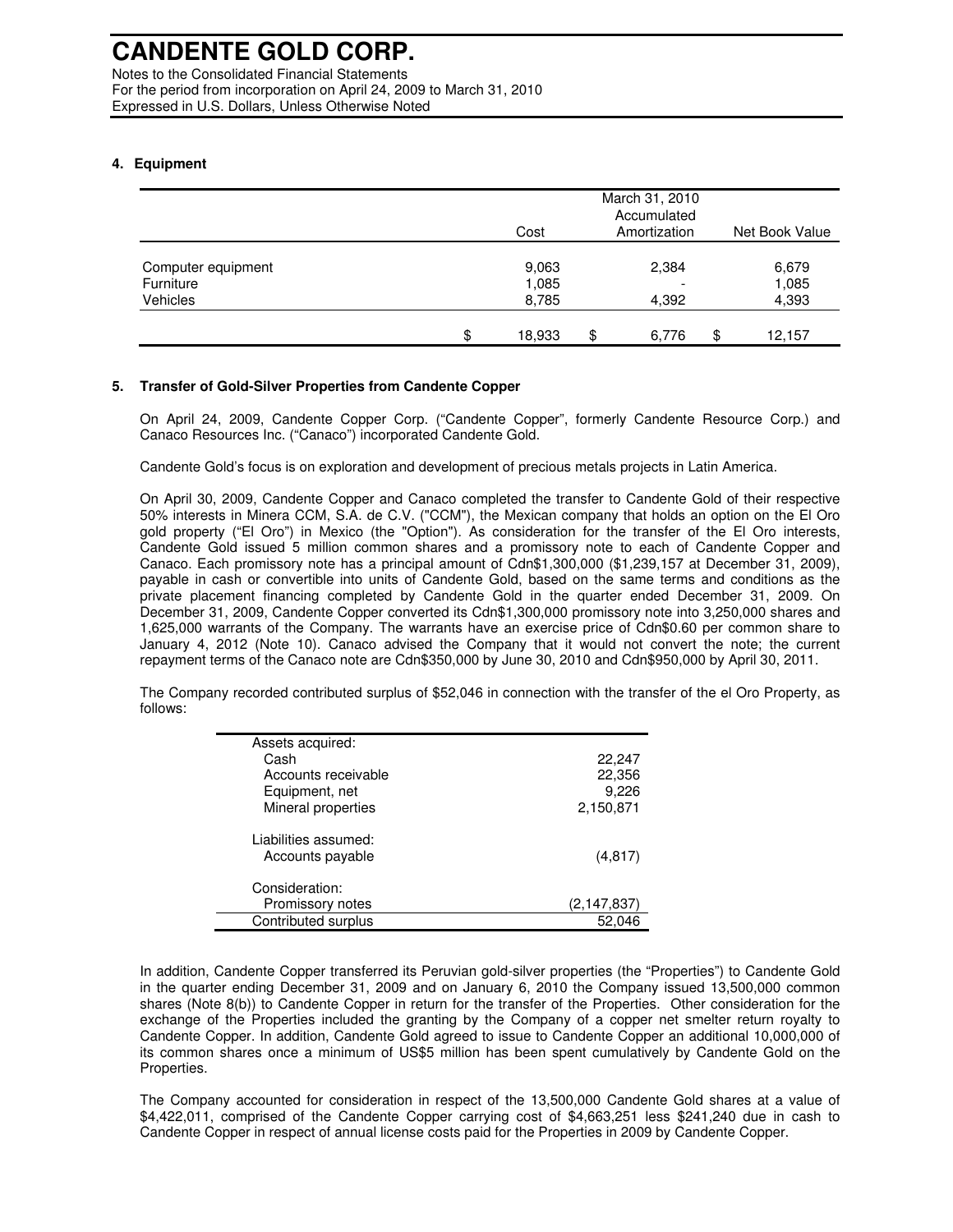# CANDENTE GOLD CORP.

Notes to the Consolidated Financial Statements
For the period from incorporation on April 24, 2009 to March 31, 2010
Expressed in U.S. Dollars, Unless Otherwise Noted

## 4. Equipment

| | March 31, 2010 | | |
|---|---|---|---|
| | Cost | Accumulated Amortization | Net Book Value |
| Computer equipment | 9,063 | 2,384 | 6,679 |
| Furniture | 1,085 | - | 1,085 |
| Vehicles | 8,785 | 4,392 | 4,393 |
| | $ 18,933 | $ 6,776 | $ 12,157 |

## 5. Transfer of Gold-Silver Properties from Candente Copper

On April 24, 2009, Candente Copper Corp. ("Candente Copper", formerly Candente Resource Corp.) and Canaco Resources Inc. ("Canaco") incorporated Candente Gold.

Candente Gold's focus is on exploration and development of precious metals projects in Latin America.

On April 30, 2009, Candente Copper and Canaco completed the transfer to Candente Gold of their respective 50% interests in Minera CCM, S.A. de C.V. ("CCM"), the Mexican company that holds an option on the El Oro gold property ("El Oro") in Mexico (the "Option"). As consideration for the transfer of the El Oro interests, Candente Gold issued 5 million common shares and a promissory note to each of Candente Copper and Canaco. Each promissory note has a principal amount of Cdn$1,300,000 ($1,239,157 at December 31, 2009), payable in cash or convertible into units of Candente Gold, based on the same terms and conditions as the private placement financing completed by Candente Gold in the quarter ended December 31, 2009. On December 31, 2009, Candente Copper converted its Cdn$1,300,000 promissory note into 3,250,000 shares and 1,625,000 warrants of the Company. The warrants have an exercise price of Cdn$0.60 per common share to January 4, 2012 (Note 10). Canaco advised the Company that it would not convert the note; the current repayment terms of the Canaco note are Cdn$350,000 by June 30, 2010 and Cdn$950,000 by April 30, 2011.

The Company recorded contributed surplus of $52,046 in connection with the transfer of the el Oro Property, as follows:

| | |
|---|---|
| Assets acquired: | |
| Cash | 22,247 |
| Accounts receivable | 22,356 |
| Equipment, net | 9,226 |
| Mineral properties | 2,150,871 |
| Liabilities assumed: | |
| Accounts payable | (4,817) |
| Consideration: | |
| Promissory notes | (2,147,837) |
| Contributed surplus | 52,046 |

In addition, Candente Copper transferred its Peruvian gold-silver properties (the "Properties") to Candente Gold in the quarter ending December 31, 2009 and on January 6, 2010 the Company issued 13,500,000 common shares (Note 8(b)) to Candente Copper in return for the transfer of the Properties. Other consideration for the exchange of the Properties included the granting by the Company of a copper net smelter return royalty to Candente Copper. In addition, Candente Gold agreed to issue to Candente Copper an additional 10,000,000 of its common shares once a minimum of US$5 million has been spent cumulatively by Candente Gold on the Properties.

The Company accounted for consideration in respect of the 13,500,000 Candente Gold shares at a value of $4,422,011, comprised of the Candente Copper carrying cost of $4,663,251 less $241,240 due in cash to Candente Copper in respect of annual license costs paid for the Properties in 2009 by Candente Copper.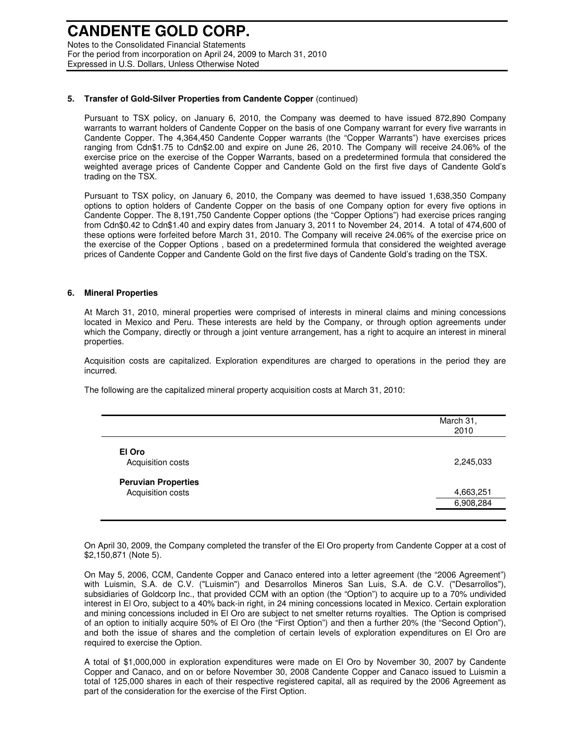**5. Transfer of Gold-Silver Properties from Candente Copper** (continued)

Pursuant to TSX policy, on January 6, 2010, the Company was deemed to have issued 872,890 Company warrants to warrant holders of Candente Copper on the basis of one Company warrant for every five warrants in Candente Copper. The 4,364,450 Candente Copper warrants (the "Copper Warrants") have exercises prices ranging from Cdn$1.75 to Cdn$2.00 and expire on June 26, 2010. The Company will receive 24.06% of the exercise price on the exercise of the Copper Warrants, based on a predetermined formula that considered the weighted average prices of Candente Copper and Candente Gold on the first five days of Candente Gold's trading on the TSX.

Pursuant to TSX policy, on January 6, 2010, the Company was deemed to have issued 1,638,350 Company options to option holders of Candente Copper on the basis of one Company option for every five options in Candente Copper. The 8,191,750 Candente Copper options (the "Copper Options") had exercise prices ranging from Cdn$0.42 to Cdn$1.40 and expiry dates from January 3, 2011 to November 24, 2014. A total of 474,600 of these options were forfeited before March 31, 2010. The Company will receive 24.06% of the exercise price on the exercise of the Copper Options , based on a predetermined formula that considered the weighted average prices of Candente Copper and Candente Gold on the first five days of Candente Gold's trading on the TSX.

**6. Mineral Properties**

At March 31, 2010, mineral properties were comprised of interests in mineral claims and mining concessions located in Mexico and Peru. These interests are held by the Company, or through option agreements under which the Company, directly or through a joint venture arrangement, has a right to acquire an interest in mineral properties.

Acquisition costs are capitalized. Exploration expenditures are charged to operations in the period they are incurred.

The following are the capitalized mineral property acquisition costs at March 31, 2010:

| | March 31, 2010 |
|---|---|
| **El Oro** | |
| Acquisition costs | 2,245,033 |
| **Peruvian Properties** | |
| Acquisition costs | 4,663,251 |
| | 6,908,284 |

On April 30, 2009, the Company completed the transfer of the El Oro property from Candente Copper at a cost of $2,150,871 (Note 5).

On May 5, 2006, CCM, Candente Copper and Canaco entered into a letter agreement (the "2006 Agreement") with Luismin, S.A. de C.V. ("Luismin") and Desarrollos Mineros San Luis, S.A. de C.V. ("Desarrollos"), subsidiaries of Goldcorp Inc., that provided CCM with an option (the "Option") to acquire up to a 70% undivided interest in El Oro, subject to a 40% back-in right, in 24 mining concessions located in Mexico. Certain exploration and mining concessions included in El Oro are subject to net smelter returns royalties. The Option is comprised of an option to initially acquire 50% of El Oro (the "First Option") and then a further 20% (the "Second Option"), and both the issue of shares and the completion of certain levels of exploration expenditures on El Oro are required to exercise the Option.

A total of $1,000,000 in exploration expenditures were made on El Oro by November 30, 2007 by Candente Copper and Canaco, and on or before November 30, 2008 Candente Copper and Canaco issued to Luismin a total of 125,000 shares in each of their respective registered capital, all as required by the 2006 Agreement as part of the consideration for the exercise of the First Option.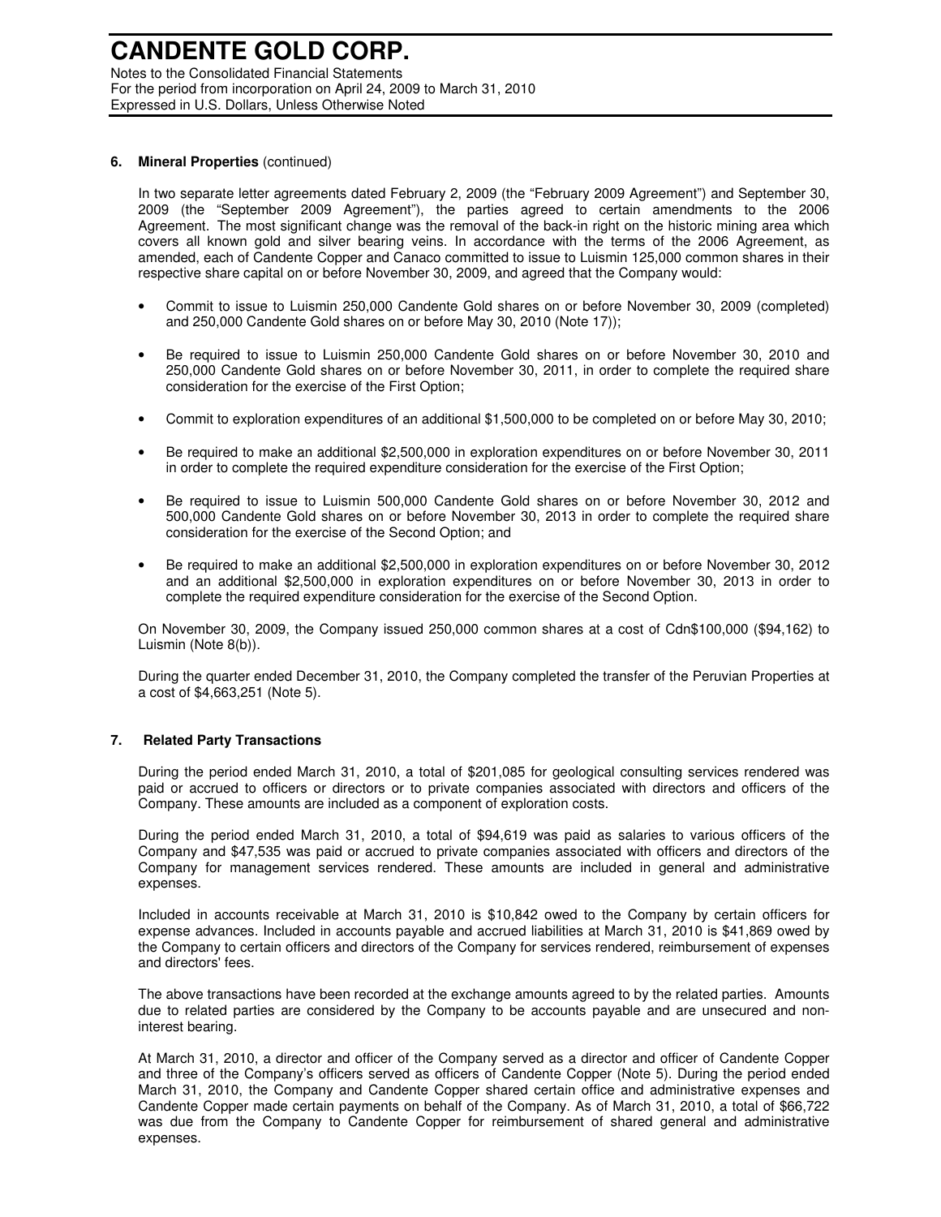**6. Mineral Properties** (continued)

In two separate letter agreements dated February 2, 2009 (the "February 2009 Agreement") and September 30, 2009 (the "September 2009 Agreement"), the parties agreed to certain amendments to the 2006 Agreement. The most significant change was the removal of the back-in right on the historic mining area which covers all known gold and silver bearing veins. In accordance with the terms of the 2006 Agreement, as amended, each of Candente Copper and Canaco committed to issue to Luismin 125,000 common shares in their respective share capital on or before November 30, 2009, and agreed that the Company would:

- Commit to issue to Luismin 250,000 Candente Gold shares on or before November 30, 2009 (completed) and 250,000 Candente Gold shares on or before May 30, 2010 (Note 17));
- Be required to issue to Luismin 250,000 Candente Gold shares on or before November 30, 2010 and 250,000 Candente Gold shares on or before November 30, 2011, in order to complete the required share consideration for the exercise of the First Option;
- Commit to exploration expenditures of an additional $1,500,000 to be completed on or before May 30, 2010;
- Be required to make an additional $2,500,000 in exploration expenditures on or before November 30, 2011 in order to complete the required expenditure consideration for the exercise of the First Option;
- Be required to issue to Luismin 500,000 Candente Gold shares on or before November 30, 2012 and 500,000 Candente Gold shares on or before November 30, 2013 in order to complete the required share consideration for the exercise of the Second Option; and
- Be required to make an additional $2,500,000 in exploration expenditures on or before November 30, 2012 and an additional $2,500,000 in exploration expenditures on or before November 30, 2013 in order to complete the required expenditure consideration for the exercise of the Second Option.

On November 30, 2009, the Company issued 250,000 common shares at a cost of Cdn$100,000 ($94,162) to Luismin (Note 8(b)).

During the quarter ended December 31, 2010, the Company completed the transfer of the Peruvian Properties at a cost of $4,663,251 (Note 5).

**7. Related Party Transactions**

During the period ended March 31, 2010, a total of $201,085 for geological consulting services rendered was paid or accrued to officers or directors or to private companies associated with directors and officers of the Company. These amounts are included as a component of exploration costs.

During the period ended March 31, 2010, a total of $94,619 was paid as salaries to various officers of the Company and $47,535 was paid or accrued to private companies associated with officers and directors of the Company for management services rendered. These amounts are included in general and administrative expenses.

Included in accounts receivable at March 31, 2010 is $10,842 owed to the Company by certain officers for expense advances. Included in accounts payable and accrued liabilities at March 31, 2010 is $41,869 owed by the Company to certain officers and directors of the Company for services rendered, reimbursement of expenses and directors' fees.

The above transactions have been recorded at the exchange amounts agreed to by the related parties. Amounts due to related parties are considered by the Company to be accounts payable and are unsecured and non-interest bearing.

At March 31, 2010, a director and officer of the Company served as a director and officer of Candente Copper and three of the Company's officers served as officers of Candente Copper (Note 5). During the period ended March 31, 2010, the Company and Candente Copper shared certain office and administrative expenses and Candente Copper made certain payments on behalf of the Company. As of March 31, 2010, a total of $66,722 was due from the Company to Candente Copper for reimbursement of shared general and administrative expenses.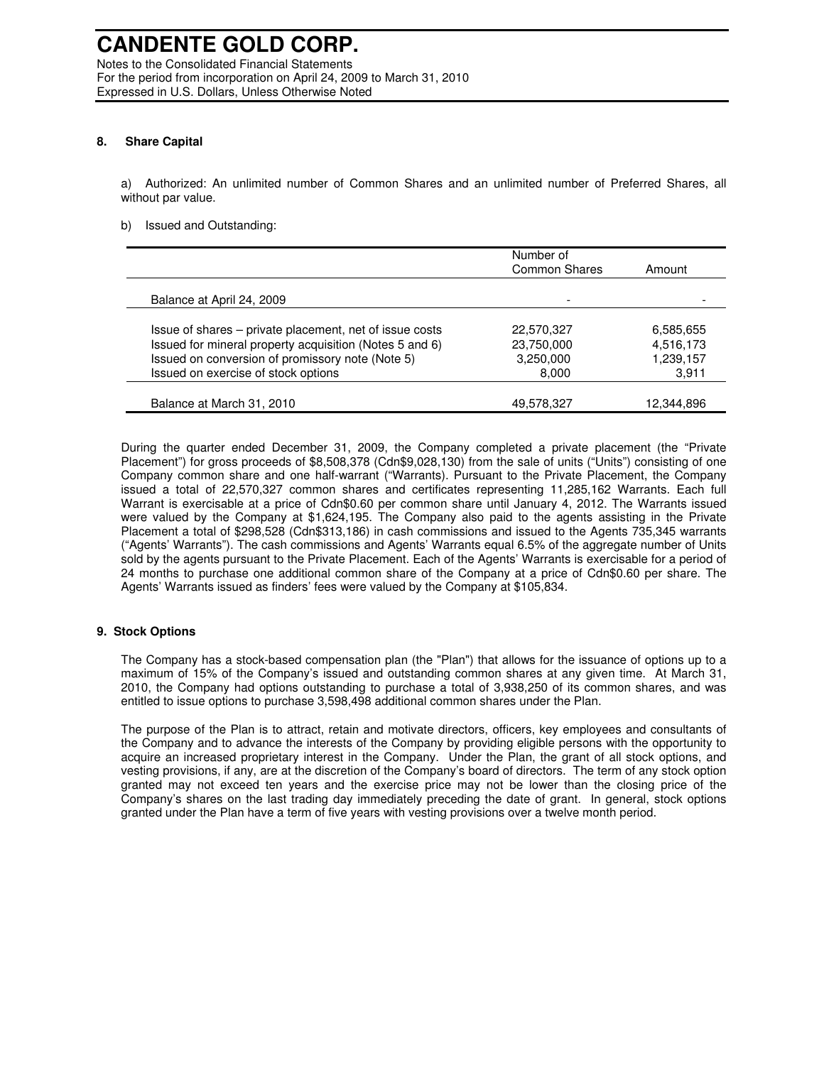## 8. Share Capital

a) Authorized: An unlimited number of Common Shares and an unlimited number of Preferred Shares, all without par value.

b) Issued and Outstanding:

| | Number of Common Shares | Amount |
|---|---|---|
| Balance at April 24, 2009 | - | - |
| Issue of shares – private placement, net of issue costs | 22,570,327 | 6,585,655 |
| Issued for mineral property acquisition (Notes 5 and 6) | 23,750,000 | 4,516,173 |
| Issued on conversion of promissory note (Note 5) | 3,250,000 | 1,239,157 |
| Issued on exercise of stock options | 8,000 | 3,911 |
| Balance at March 31, 2010 | 49,578,327 | 12,344,896 |

During the quarter ended December 31, 2009, the Company completed a private placement (the "Private Placement") for gross proceeds of $8,508,378 (Cdn$9,028,130) from the sale of units ("Units") consisting of one Company common share and one half-warrant ("Warrants). Pursuant to the Private Placement, the Company issued a total of 22,570,327 common shares and certificates representing 11,285,162 Warrants. Each full Warrant is exercisable at a price of Cdn$0.60 per common share until January 4, 2012. The Warrants issued were valued by the Company at $1,624,195. The Company also paid to the agents assisting in the Private Placement a total of $298,528 (Cdn$313,186) in cash commissions and issued to the Agents 735,345 warrants ("Agents' Warrants"). The cash commissions and Agents' Warrants equal 6.5% of the aggregate number of Units sold by the agents pursuant to the Private Placement. Each of the Agents' Warrants is exercisable for a period of 24 months to purchase one additional common share of the Company at a price of Cdn$0.60 per share. The Agents' Warrants issued as finders' fees were valued by the Company at $105,834.

## 9. Stock Options

The Company has a stock-based compensation plan (the "Plan") that allows for the issuance of options up to a maximum of 15% of the Company's issued and outstanding common shares at any given time. At March 31, 2010, the Company had options outstanding to purchase a total of 3,938,250 of its common shares, and was entitled to issue options to purchase 3,598,498 additional common shares under the Plan.

The purpose of the Plan is to attract, retain and motivate directors, officers, key employees and consultants of the Company and to advance the interests of the Company by providing eligible persons with the opportunity to acquire an increased proprietary interest in the Company. Under the Plan, the grant of all stock options, and vesting provisions, if any, are at the discretion of the Company's board of directors. The term of any stock option granted may not exceed ten years and the exercise price may not be lower than the closing price of the Company's shares on the last trading day immediately preceding the date of grant. In general, stock options granted under the Plan have a term of five years with vesting provisions over a twelve month period.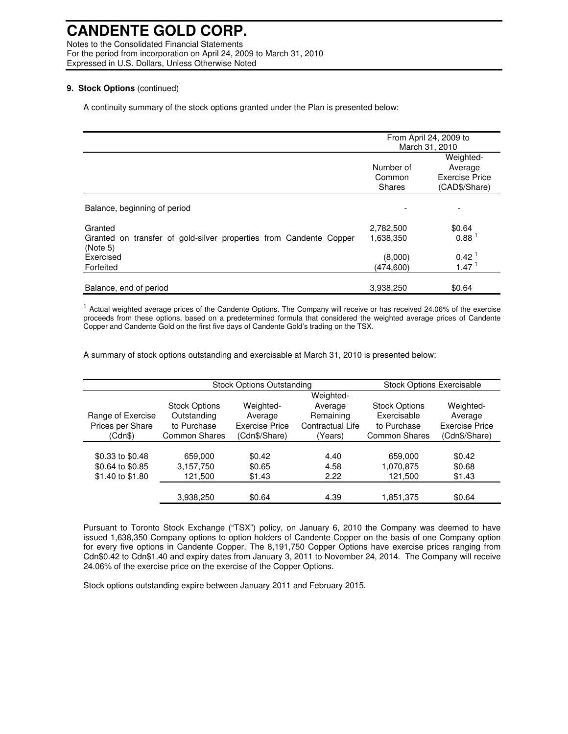# CANDENTE GOLD CORP.

Notes to the Consolidated Financial Statements
For the period from incorporation on April 24, 2009 to March 31, 2010
Expressed in U.S. Dollars, Unless Otherwise Noted

**9. Stock Options** (continued)

A continuity summary of the stock options granted under the Plan is presented below:

| | From April 24, 2009 to March 31, 2010 | |
|---|---|---|
| | Number of Common Shares | Weighted-Average Exercise Price (CAD$/Share) |
| Balance, beginning of period | - | - |
| Granted | 2,782,500 | $0.64 |
| Granted on transfer of gold-silver properties from Candente Copper (Note 5) | 1,638,350 | 0.88 [1] |
| Exercised | (8,000) | 0.42 [1] |
| Forfeited | (474,600) | 1.47 [1] |
| Balance, end of period | 3,938,250 | $0.64 |

[1] Actual weighted average prices of the Candente Options. The Company will receive or has received 24.06% of the exercise proceeds from these options, based on a predetermined formula that considered the weighted average prices of Candente Copper and Candente Gold on the first five days of Candente Gold's trading on the TSX.

A summary of stock options outstanding and exercisable at March 31, 2010 is presented below:

| | Stock Options Outstanding | | | Stock Options Exercisable | |
|---|---|---|---|---|---|
| Range of Exercise Prices per Share (Cdn$) | Stock Options Outstanding to Purchase Common Shares | Weighted-Average Exercise Price (Cdn$/Share) | Weighted-Average Remaining Contractual Life (Years) | Stock Options Exercisable to Purchase Common Shares | Weighted-Average Exercise Price (Cdn$/Share) |
| $0.33 to $0.48 | 659,000 | $0.42 | 4.40 | 659,000 | $0.42 |
| $0.64 to $0.85 | 3,157,750 | $0.65 | 4.58 | 1,070,875 | $0.68 |
| $1.40 to $1.80 | 121,500 | $1.43 | 2.22 | 121,500 | $1.43 |
| | 3,938,250 | $0.64 | 4.39 | 1,851,375 | $0.64 |

Pursuant to Toronto Stock Exchange ("TSX") policy, on January 6, 2010 the Company was deemed to have issued 1,638,350 Company options to option holders of Candente Copper on the basis of one Company option for every five options in Candente Copper. The 8,191,750 Copper Options have exercise prices ranging from Cdn$0.42 to Cdn$1.40 and expiry dates from January 3, 2011 to November 24, 2014. The Company will receive 24.06% of the exercise price on the exercise of the Copper Options.

Stock options outstanding expire between January 2011 and February 2015.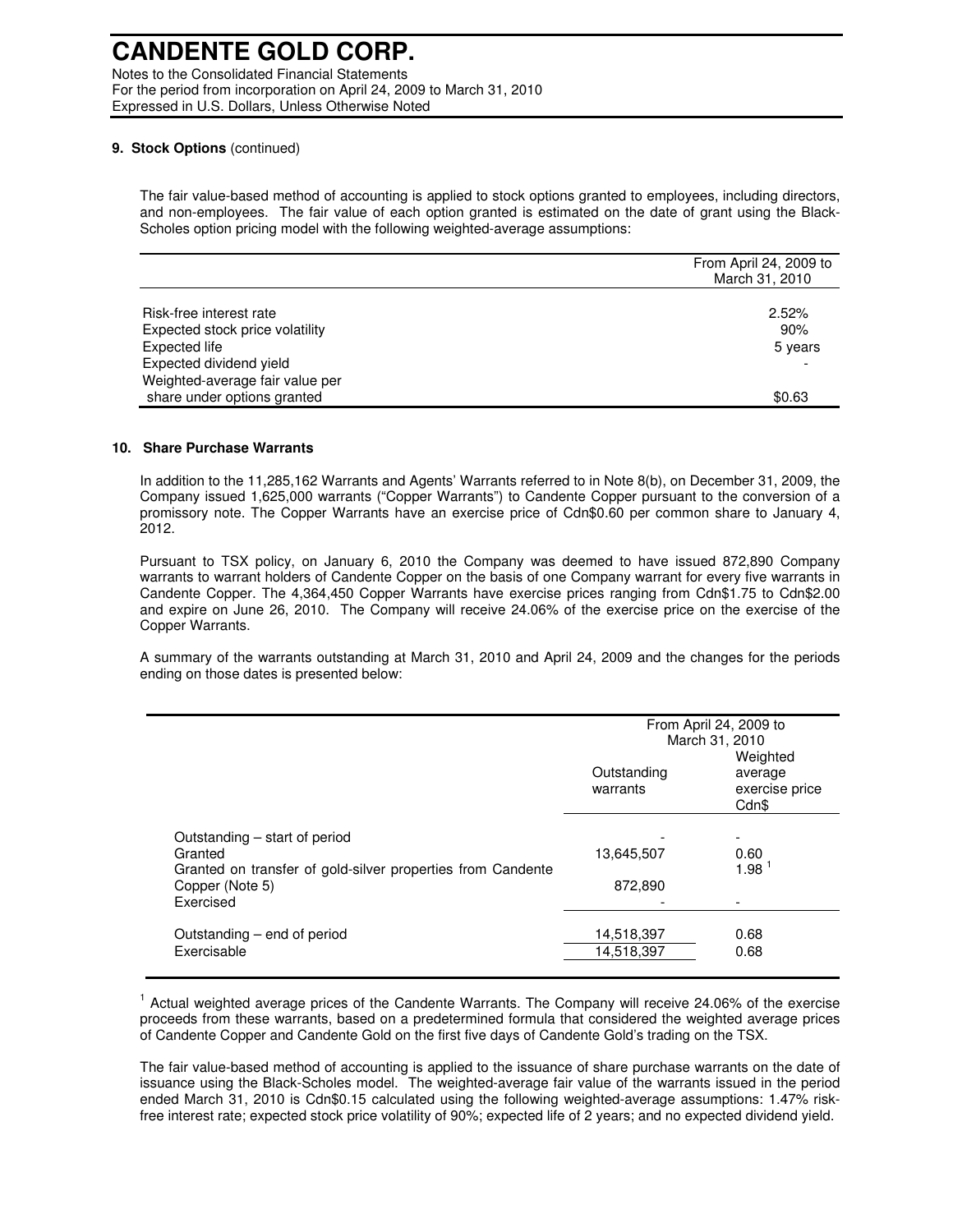# CANDENTE GOLD CORP.

Notes to the Consolidated Financial Statements
For the period from incorporation on April 24, 2009 to March 31, 2010
Expressed in U.S. Dollars, Unless Otherwise Noted

**9. Stock Options** (continued)

The fair value-based method of accounting is applied to stock options granted to employees, including directors, and non-employees. The fair value of each option granted is estimated on the date of grant using the Black-Scholes option pricing model with the following weighted-average assumptions:

| | From April 24, 2009 to March 31, 2010 |
|---|---|
| Risk-free interest rate | 2.52% |
| Expected stock price volatility | 90% |
| Expected life | 5 years |
| Expected dividend yield | - |
| Weighted-average fair value per share under options granted | $0.63 |

**10. Share Purchase Warrants**

In addition to the 11,285,162 Warrants and Agents' Warrants referred to in Note 8(b), on December 31, 2009, the Company issued 1,625,000 warrants ("Copper Warrants") to Candente Copper pursuant to the conversion of a promissory note. The Copper Warrants have an exercise price of Cdn$0.60 per common share to January 4, 2012.

Pursuant to TSX policy, on January 6, 2010 the Company was deemed to have issued 872,890 Company warrants to warrant holders of Candente Copper on the basis of one Company warrant for every five warrants in Candente Copper. The 4,364,450 Copper Warrants have exercise prices ranging from Cdn$1.75 to Cdn$2.00 and expire on June 26, 2010. The Company will receive 24.06% of the exercise price on the exercise of the Copper Warrants.

A summary of the warrants outstanding at March 31, 2010 and April 24, 2009 and the changes for the periods ending on those dates is presented below:

| | From April 24, 2009 to March 31, 2010 | |
|---|---|---|
| | Outstanding warrants | Weighted average exercise price Cdn$ |
| Outstanding – start of period | - | - |
| Granted | 13,645,507 | 0.60 |
| Granted on transfer of gold-silver properties from Candente Copper (Note 5) | 872,890 | 1.98 [1] |
| Exercised | - | - |
| Outstanding – end of period | 14,518,397 | 0.68 |
| Exercisable | 14,518,397 | 0.68 |

[1] Actual weighted average prices of the Candente Warrants. The Company will receive 24.06% of the exercise proceeds from these warrants, based on a predetermined formula that considered the weighted average prices of Candente Copper and Candente Gold on the first five days of Candente Gold's trading on the TSX.

The fair value-based method of accounting is applied to the issuance of share purchase warrants on the date of issuance using the Black-Scholes model. The weighted-average fair value of the warrants issued in the period ended March 31, 2010 is Cdn$0.15 calculated using the following weighted-average assumptions: 1.47% risk-free interest rate; expected stock price volatility of 90%; expected life of 2 years; and no expected dividend yield.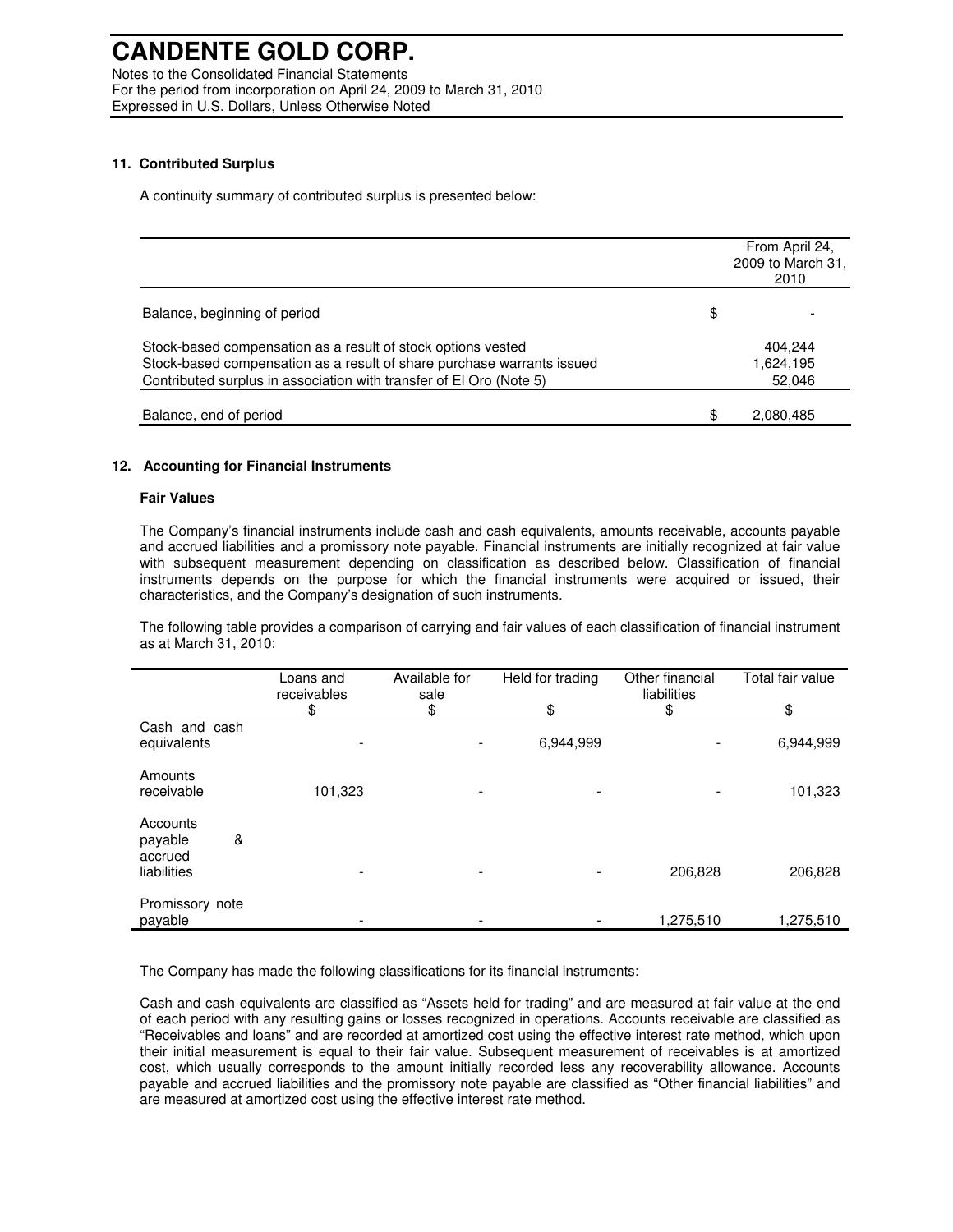# CANDENTE GOLD CORP.

Notes to the Consolidated Financial Statements
For the period from incorporation on April 24, 2009 to March 31, 2010
Expressed in U.S. Dollars, Unless Otherwise Noted

## 11. Contributed Surplus

A continuity summary of contributed surplus is presented below:

| | | From April 24, 2009 to March 31, 2010 |
|---|---|---|
| Balance, beginning of period | $ | - |
| Stock-based compensation as a result of stock options vested | | 404,244 |
| Stock-based compensation as a result of share purchase warrants issued | | 1,624,195 |
| Contributed surplus in association with transfer of El Oro (Note 5) | | 52,046 |
| Balance, end of period | $ | 2,080,485 |

## 12. Accounting for Financial Instruments

### Fair Values

The Company's financial instruments include cash and cash equivalents, amounts receivable, accounts payable and accrued liabilities and a promissory note payable. Financial instruments are initially recognized at fair value with subsequent measurement depending on classification as described below. Classification of financial instruments depends on the purpose for which the financial instruments were acquired or issued, their characteristics, and the Company's designation of such instruments.

The following table provides a comparison of carrying and fair values of each classification of financial instrument as at March 31, 2010:

| | Loans and receivables<br>$ | Available for sale<br>$ | Held for trading<br>$ | Other financial liabilities<br>$ | Total fair value<br>$ |
|---|---|---|---|---|---|
| Cash and cash equivalents | - | - | 6,944,999 | - | 6,944,999 |
| Amounts receivable | 101,323 | - | - | - | 101,323 |
| Accounts payable & accrued liabilities | - | - | - | 206,828 | 206,828 |
| Promissory note payable | - | - | - | 1,275,510 | 1,275,510 |

The Company has made the following classifications for its financial instruments:

Cash and cash equivalents are classified as "Assets held for trading" and are measured at fair value at the end of each period with any resulting gains or losses recognized in operations. Accounts receivable are classified as "Receivables and loans" and are recorded at amortized cost using the effective interest rate method, which upon their initial measurement is equal to their fair value. Subsequent measurement of receivables is at amortized cost, which usually corresponds to the amount initially recorded less any recoverability allowance. Accounts payable and accrued liabilities and the promissory note payable are classified as "Other financial liabilities" and are measured at amortized cost using the effective interest rate method.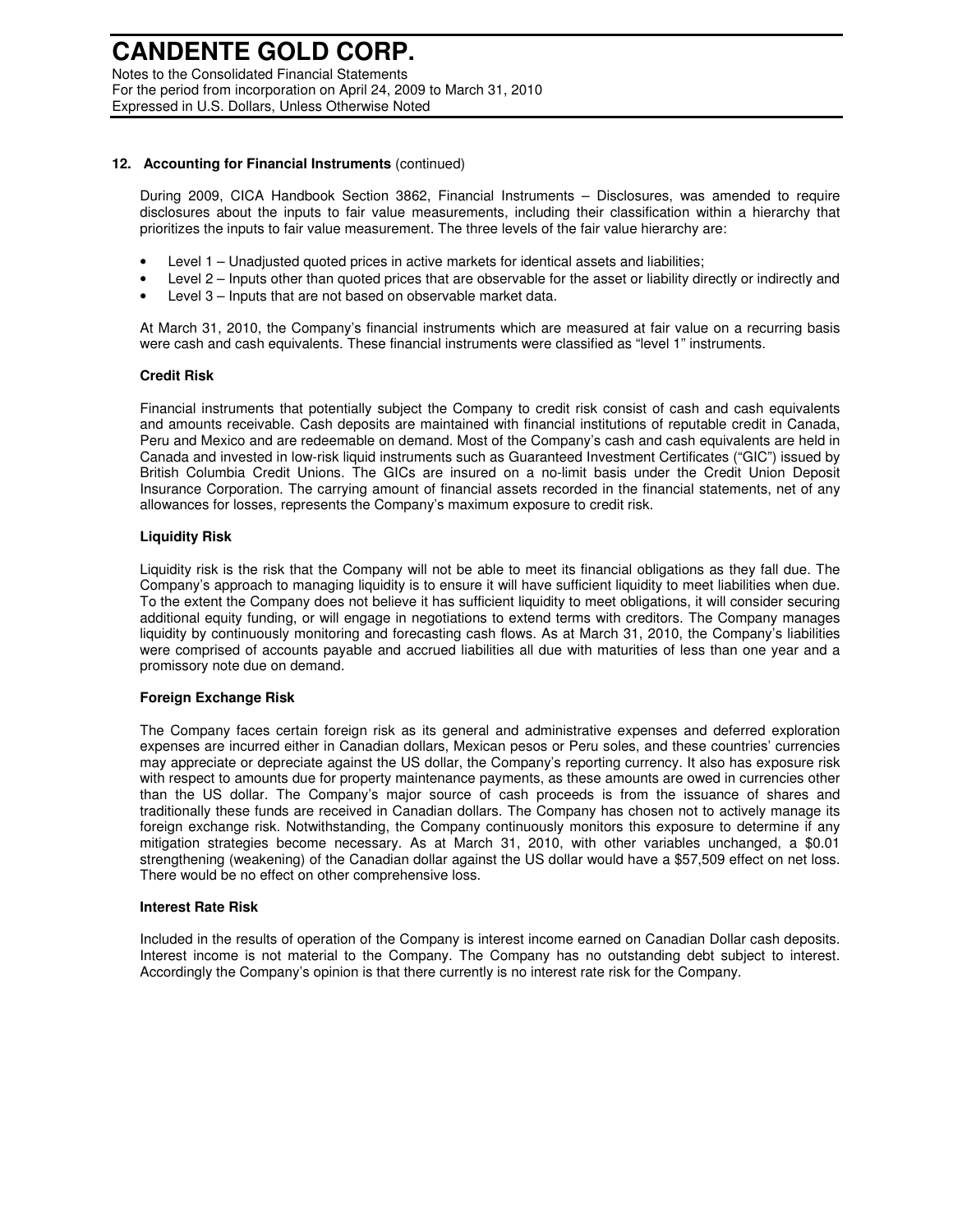## 12. Accounting for Financial Instruments (continued)

During 2009, CICA Handbook Section 3862, Financial Instruments – Disclosures, was amended to require disclosures about the inputs to fair value measurements, including their classification within a hierarchy that prioritizes the inputs to fair value measurement. The three levels of the fair value hierarchy are:

- Level 1 – Unadjusted quoted prices in active markets for identical assets and liabilities;
- Level 2 – Inputs other than quoted prices that are observable for the asset or liability directly or indirectly and
- Level 3 – Inputs that are not based on observable market data.

At March 31, 2010, the Company's financial instruments which are measured at fair value on a recurring basis were cash and cash equivalents. These financial instruments were classified as "level 1" instruments.

### Credit Risk

Financial instruments that potentially subject the Company to credit risk consist of cash and cash equivalents and amounts receivable. Cash deposits are maintained with financial institutions of reputable credit in Canada, Peru and Mexico and are redeemable on demand. Most of the Company's cash and cash equivalents are held in Canada and invested in low-risk liquid instruments such as Guaranteed Investment Certificates ("GIC") issued by British Columbia Credit Unions. The GICs are insured on a no-limit basis under the Credit Union Deposit Insurance Corporation. The carrying amount of financial assets recorded in the financial statements, net of any allowances for losses, represents the Company's maximum exposure to credit risk.

### Liquidity Risk

Liquidity risk is the risk that the Company will not be able to meet its financial obligations as they fall due. The Company's approach to managing liquidity is to ensure it will have sufficient liquidity to meet liabilities when due. To the extent the Company does not believe it has sufficient liquidity to meet obligations, it will consider securing additional equity funding, or will engage in negotiations to extend terms with creditors. The Company manages liquidity by continuously monitoring and forecasting cash flows. As at March 31, 2010, the Company's liabilities were comprised of accounts payable and accrued liabilities all due with maturities of less than one year and a promissory note due on demand.

### Foreign Exchange Risk

The Company faces certain foreign risk as its general and administrative expenses and deferred exploration expenses are incurred either in Canadian dollars, Mexican pesos or Peru soles, and these countries' currencies may appreciate or depreciate against the US dollar, the Company's reporting currency. It also has exposure risk with respect to amounts due for property maintenance payments, as these amounts are owed in currencies other than the US dollar. The Company's major source of cash proceeds is from the issuance of shares and traditionally these funds are received in Canadian dollars. The Company has chosen not to actively manage its foreign exchange risk. Notwithstanding, the Company continuously monitors this exposure to determine if any mitigation strategies become necessary. As at March 31, 2010, with other variables unchanged, a $0.01 strengthening (weakening) of the Canadian dollar against the US dollar would have a $57,509 effect on net loss. There would be no effect on other comprehensive loss.

### Interest Rate Risk

Included in the results of operation of the Company is interest income earned on Canadian Dollar cash deposits. Interest income is not material to the Company. The Company has no outstanding debt subject to interest. Accordingly the Company's opinion is that there currently is no interest rate risk for the Company.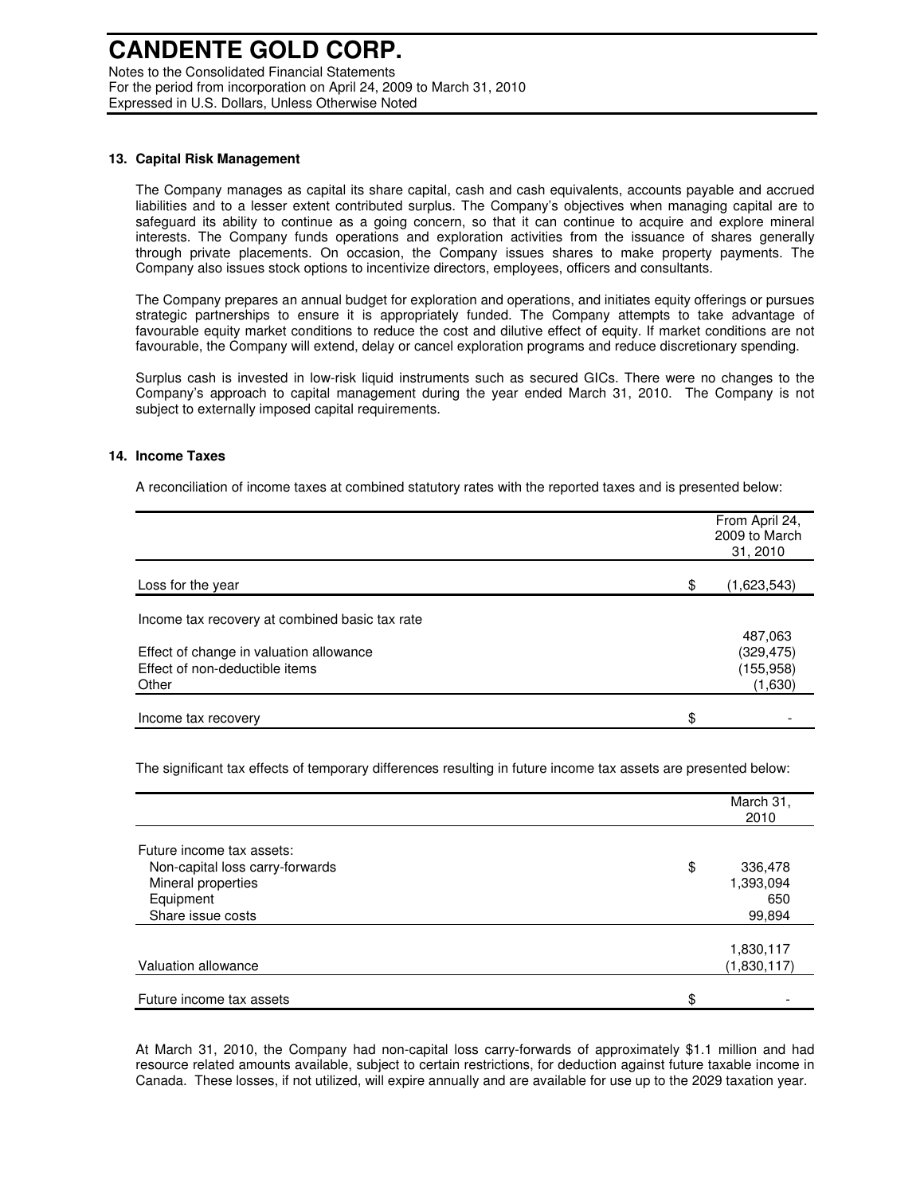## 13. Capital Risk Management

The Company manages as capital its share capital, cash and cash equivalents, accounts payable and accrued liabilities and to a lesser extent contributed surplus. The Company's objectives when managing capital are to safeguard its ability to continue as a going concern, so that it can continue to acquire and explore mineral interests. The Company funds operations and exploration activities from the issuance of shares generally through private placements. On occasion, the Company issues shares to make property payments. The Company also issues stock options to incentivize directors, employees, officers and consultants.

The Company prepares an annual budget for exploration and operations, and initiates equity offerings or pursues strategic partnerships to ensure it is appropriately funded. The Company attempts to take advantage of favourable equity market conditions to reduce the cost and dilutive effect of equity. If market conditions are not favourable, the Company will extend, delay or cancel exploration programs and reduce discretionary spending.

Surplus cash is invested in low-risk liquid instruments such as secured GICs. There were no changes to the Company's approach to capital management during the year ended March 31, 2010. The Company is not subject to externally imposed capital requirements.

## 14. Income Taxes

A reconciliation of income taxes at combined statutory rates with the reported taxes and is presented below:

| | | From April 24, 2009 to March 31, 2010 |
|---|---|---|
| Loss for the year | $ | (1,623,543) |
| Income tax recovery at combined basic tax rate | | 487,063 |
| Effect of change in valuation allowance | | (329,475) |
| Effect of non-deductible items | | (155,958) |
| Other | | (1,630) |
| Income tax recovery | $ | - |

The significant tax effects of temporary differences resulting in future income tax assets are presented below:

| | | March 31, 2010 |
|---|---|---|
| Future income tax assets: | | |
| Non-capital loss carry-forwards | $ | 336,478 |
| Mineral properties | | 1,393,094 |
| Equipment | | 650 |
| Share issue costs | | 99,894 |
| | | 1,830,117 |
| Valuation allowance | | (1,830,117) |
| Future income tax assets | $ | - |

At March 31, 2010, the Company had non-capital loss carry-forwards of approximately $1.1 million and had resource related amounts available, subject to certain restrictions, for deduction against future taxable income in Canada. These losses, if not utilized, will expire annually and are available for use up to the 2029 taxation year.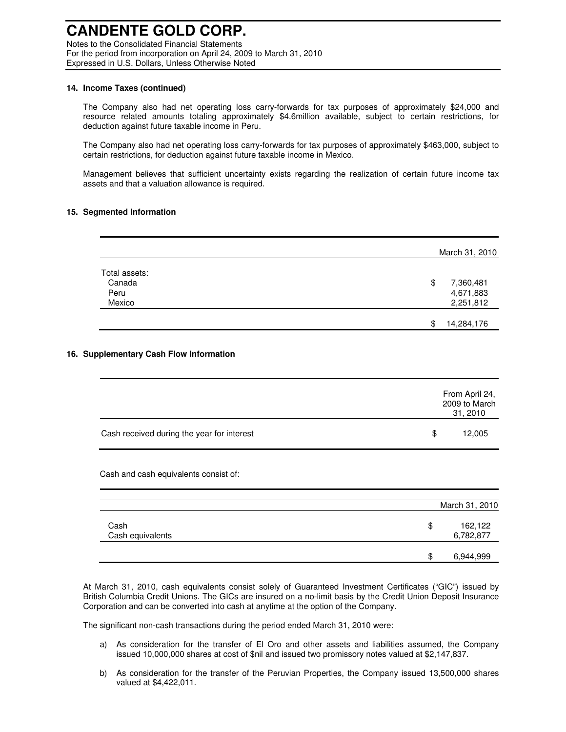# CANDENTE GOLD CORP.

Notes to the Consolidated Financial Statements
For the period from incorporation on April 24, 2009 to March 31, 2010
Expressed in U.S. Dollars, Unless Otherwise Noted

## 14. Income Taxes (continued)

The Company also had net operating loss carry-forwards for tax purposes of approximately $24,000 and resource related amounts totaling approximately $4.6million available, subject to certain restrictions, for deduction against future taxable income in Peru.

The Company also had net operating loss carry-forwards for tax purposes of approximately $463,000, subject to certain restrictions, for deduction against future taxable income in Mexico.

Management believes that sufficient uncertainty exists regarding the realization of certain future income tax assets and that a valuation allowance is required.

## 15. Segmented Information

| | March 31, 2010 |
|---|---|
| Total assets: | |
| Canada | $ 7,360,481 |
| Peru | 4,671,883 |
| Mexico | 2,251,812 |
| | $ 14,284,176 |

## 16. Supplementary Cash Flow Information

| | From April 24, 2009 to March 31, 2010 |
|---|---|
| Cash received during the year for interest | $ 12,005 |

Cash and cash equivalents consist of:

| | March 31, 2010 |
|---|---|
| Cash | $ 162,122 |
| Cash equivalents | 6,782,877 |
| | $ 6,944,999 |

At March 31, 2010, cash equivalents consist solely of Guaranteed Investment Certificates ("GIC") issued by British Columbia Credit Unions. The GICs are insured on a no-limit basis by the Credit Union Deposit Insurance Corporation and can be converted into cash at anytime at the option of the Company.

The significant non-cash transactions during the period ended March 31, 2010 were:

a) As consideration for the transfer of El Oro and other assets and liabilities assumed, the Company issued 10,000,000 shares at cost of $nil and issued two promissory notes valued at $2,147,837.

b) As consideration for the transfer of the Peruvian Properties, the Company issued 13,500,000 shares valued at $4,422,011.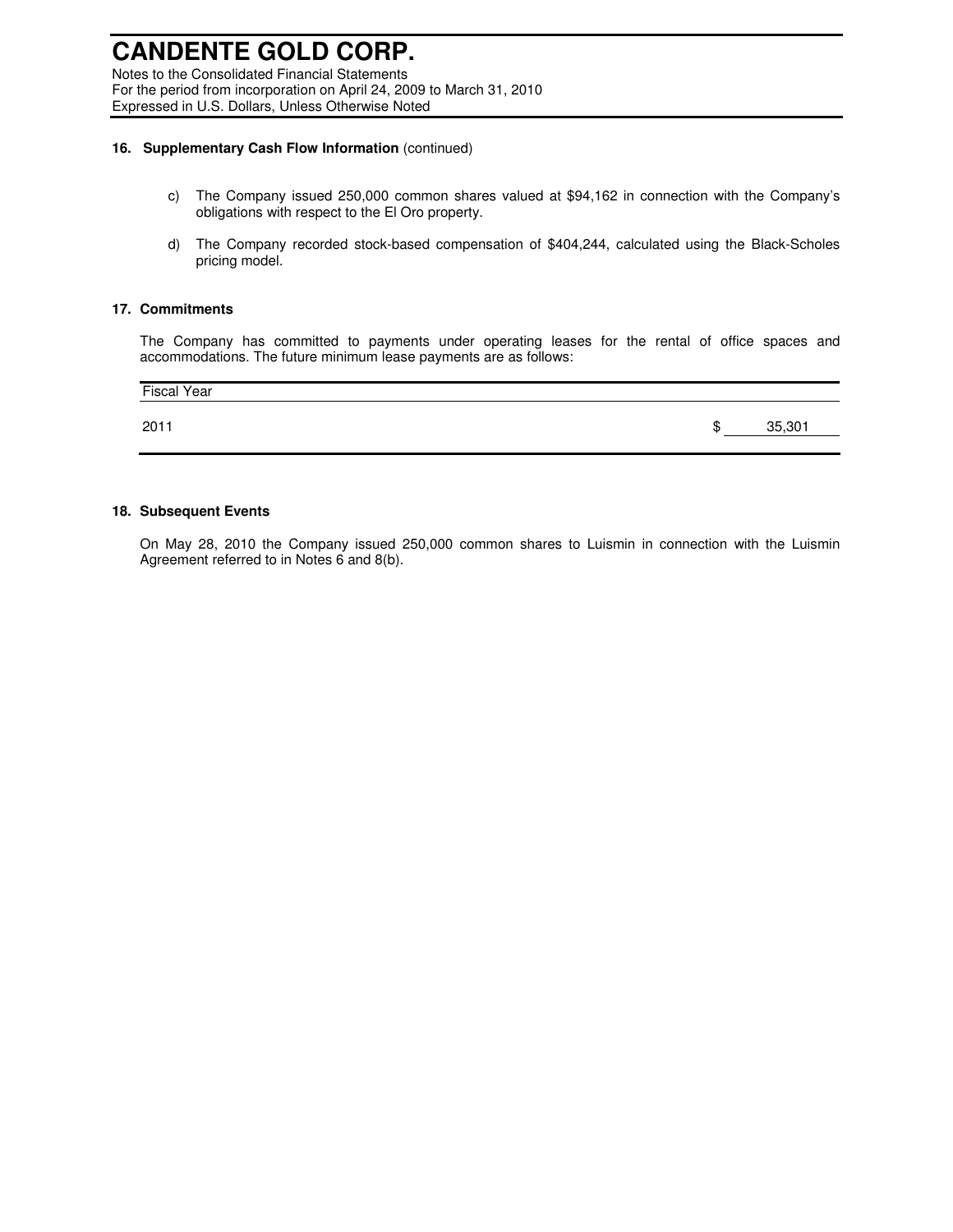## 16. Supplementary Cash Flow Information (continued)

c) The Company issued 250,000 common shares valued at $94,162 in connection with the Company's obligations with respect to the El Oro property.

d) The Company recorded stock-based compensation of $404,244, calculated using the Black-Scholes pricing model.

## 17. Commitments

The Company has committed to payments under operating leases for the rental of office spaces and accommodations. The future minimum lease payments are as follows:

| Fiscal Year | |
|---|---|
| 2011 | $ 35,301 |

## 18. Subsequent Events

On May 28, 2010 the Company issued 250,000 common shares to Luismin in connection with the Luismin Agreement referred to in Notes 6 and 8(b).